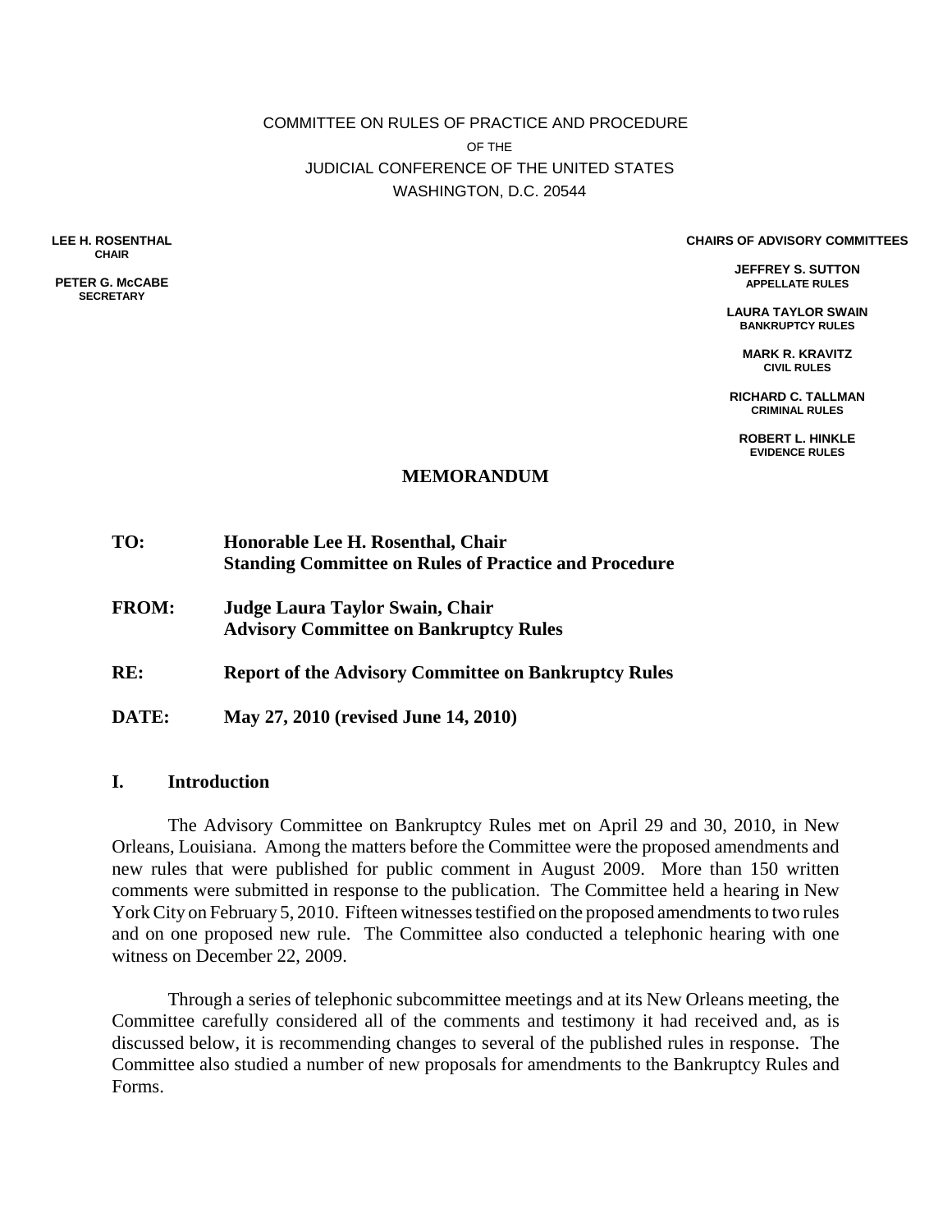COMMITTEE ON RULES OF PRACTICE AND PROCEDURE

OF THE

JUDICIAL CONFERENCE OF THE UNITED STATES

WASHINGTON, D.C. 20544

**LEE H. ROSENTHAL**
**CHAIR**

**PETER G. McCABE**
**SECRETARY**

**CHAIRS OF ADVISORY COMMITTEES**

**JEFFREY S. SUTTON**
**APPELLATE RULES**

**LAURA TAYLOR SWAIN**
**BANKRUPTCY RULES**

**MARK R. KRAVITZ**
**CIVIL RULES**

**RICHARD C. TALLMAN**
**CRIMINAL RULES**

**ROBERT L. HINKLE**
**EVIDENCE RULES**

## MEMORANDUM

**TO:** **Honorable Lee H. Rosenthal, Chair**
**Standing Committee on Rules of Practice and Procedure**

**FROM:** **Judge Laura Taylor Swain, Chair**
**Advisory Committee on Bankruptcy Rules**

**RE:** **Report of the Advisory Committee on Bankruptcy Rules**

**DATE:** **May 27, 2010 (revised June 14, 2010)**

## I. Introduction

The Advisory Committee on Bankruptcy Rules met on April 29 and 30, 2010, in New Orleans, Louisiana. Among the matters before the Committee were the proposed amendments and new rules that were published for public comment in August 2009. More than 150 written comments were submitted in response to the publication. The Committee held a hearing in New York City on February 5, 2010. Fifteen witnesses testified on the proposed amendments to two rules and on one proposed new rule. The Committee also conducted a telephonic hearing with one witness on December 22, 2009.

Through a series of telephonic subcommittee meetings and at its New Orleans meeting, the Committee carefully considered all of the comments and testimony it had received and, as is discussed below, it is recommending changes to several of the published rules in response. The Committee also studied a number of new proposals for amendments to the Bankruptcy Rules and Forms.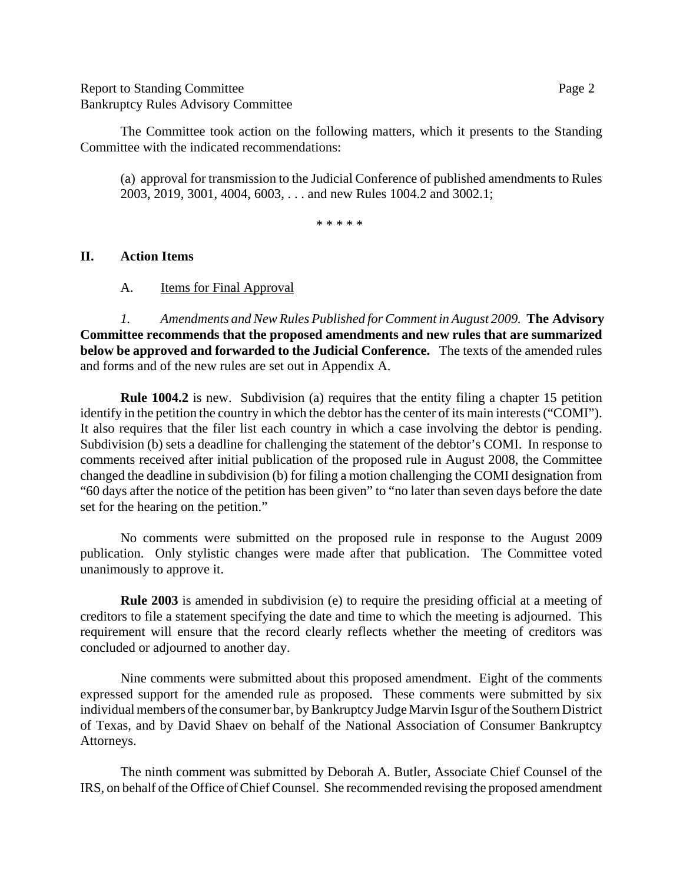The Committee took action on the following matters, which it presents to the Standing Committee with the indicated recommendations:

(a) approval for transmission to the Judicial Conference of published amendments to Rules 2003, 2019, 3001, 4004, 6003, . . . and new Rules 1004.2 and 3002.1;

\* \* \* \* \*

## II. Action Items

### A. Items for Final Approval

*1. Amendments and New Rules Published for Comment in August 2009.* **The Advisory Committee recommends that the proposed amendments and new rules that are summarized below be approved and forwarded to the Judicial Conference.** The texts of the amended rules and forms and of the new rules are set out in Appendix A.

**Rule 1004.2** is new. Subdivision (a) requires that the entity filing a chapter 15 petition identify in the petition the country in which the debtor has the center of its main interests ("COMI"). It also requires that the filer list each country in which a case involving the debtor is pending. Subdivision (b) sets a deadline for challenging the statement of the debtor's COMI. In response to comments received after initial publication of the proposed rule in August 2008, the Committee changed the deadline in subdivision (b) for filing a motion challenging the COMI designation from "60 days after the notice of the petition has been given" to "no later than seven days before the date set for the hearing on the petition."

No comments were submitted on the proposed rule in response to the August 2009 publication. Only stylistic changes were made after that publication. The Committee voted unanimously to approve it.

**Rule 2003** is amended in subdivision (e) to require the presiding official at a meeting of creditors to file a statement specifying the date and time to which the meeting is adjourned. This requirement will ensure that the record clearly reflects whether the meeting of creditors was concluded or adjourned to another day.

Nine comments were submitted about this proposed amendment. Eight of the comments expressed support for the amended rule as proposed. These comments were submitted by six individual members of the consumer bar, by Bankruptcy Judge Marvin Isgur of the Southern District of Texas, and by David Shaev on behalf of the National Association of Consumer Bankruptcy Attorneys.

The ninth comment was submitted by Deborah A. Butler, Associate Chief Counsel of the IRS, on behalf of the Office of Chief Counsel. She recommended revising the proposed amendment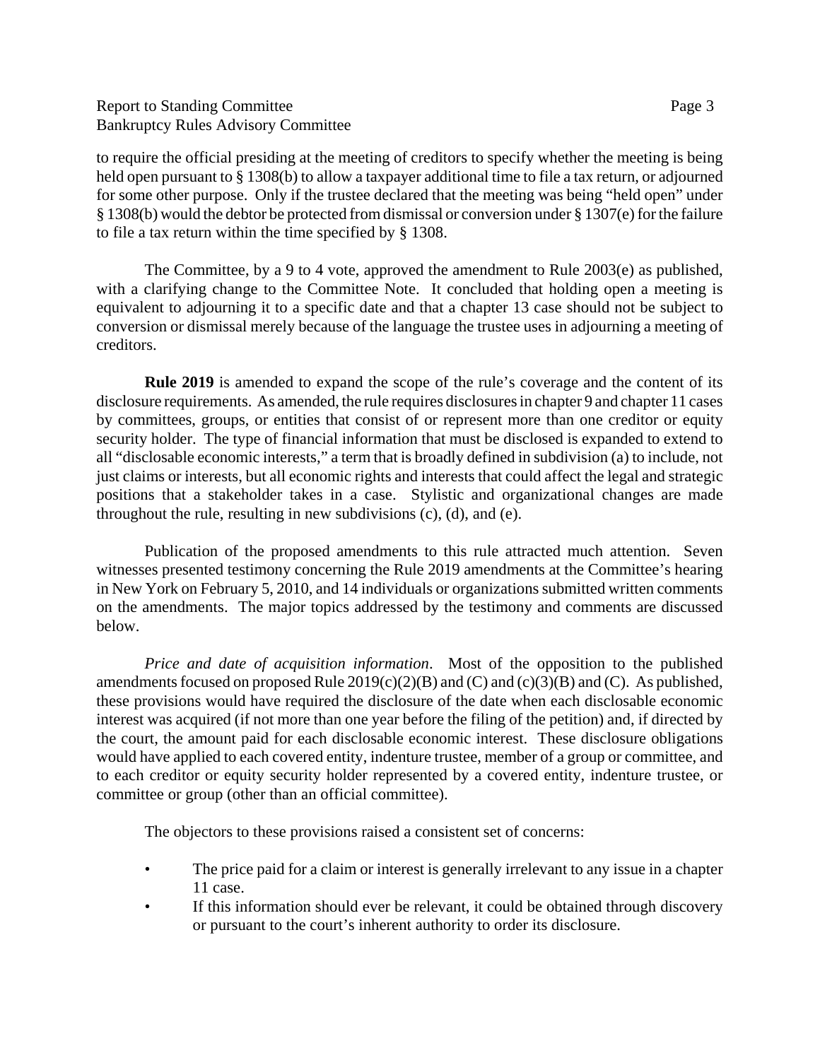to require the official presiding at the meeting of creditors to specify whether the meeting is being held open pursuant to § 1308(b) to allow a taxpayer additional time to file a tax return, or adjourned for some other purpose. Only if the trustee declared that the meeting was being "held open" under § 1308(b) would the debtor be protected from dismissal or conversion under § 1307(e) for the failure to file a tax return within the time specified by § 1308.

The Committee, by a 9 to 4 vote, approved the amendment to Rule 2003(e) as published, with a clarifying change to the Committee Note. It concluded that holding open a meeting is equivalent to adjourning it to a specific date and that a chapter 13 case should not be subject to conversion or dismissal merely because of the language the trustee uses in adjourning a meeting of creditors.

**Rule 2019** is amended to expand the scope of the rule's coverage and the content of its disclosure requirements. As amended, the rule requires disclosures in chapter 9 and chapter 11 cases by committees, groups, or entities that consist of or represent more than one creditor or equity security holder. The type of financial information that must be disclosed is expanded to extend to all "disclosable economic interests," a term that is broadly defined in subdivision (a) to include, not just claims or interests, but all economic rights and interests that could affect the legal and strategic positions that a stakeholder takes in a case. Stylistic and organizational changes are made throughout the rule, resulting in new subdivisions (c), (d), and (e).

Publication of the proposed amendments to this rule attracted much attention. Seven witnesses presented testimony concerning the Rule 2019 amendments at the Committee's hearing in New York on February 5, 2010, and 14 individuals or organizations submitted written comments on the amendments. The major topics addressed by the testimony and comments are discussed below.

*Price and date of acquisition information*. Most of the opposition to the published amendments focused on proposed Rule 2019(c)(2)(B) and (C) and (c)(3)(B) and (C). As published, these provisions would have required the disclosure of the date when each disclosable economic interest was acquired (if not more than one year before the filing of the petition) and, if directed by the court, the amount paid for each disclosable economic interest. These disclosure obligations would have applied to each covered entity, indenture trustee, member of a group or committee, and to each creditor or equity security holder represented by a covered entity, indenture trustee, or committee or group (other than an official committee).

The objectors to these provisions raised a consistent set of concerns:

- The price paid for a claim or interest is generally irrelevant to any issue in a chapter 11 case.
- If this information should ever be relevant, it could be obtained through discovery or pursuant to the court's inherent authority to order its disclosure.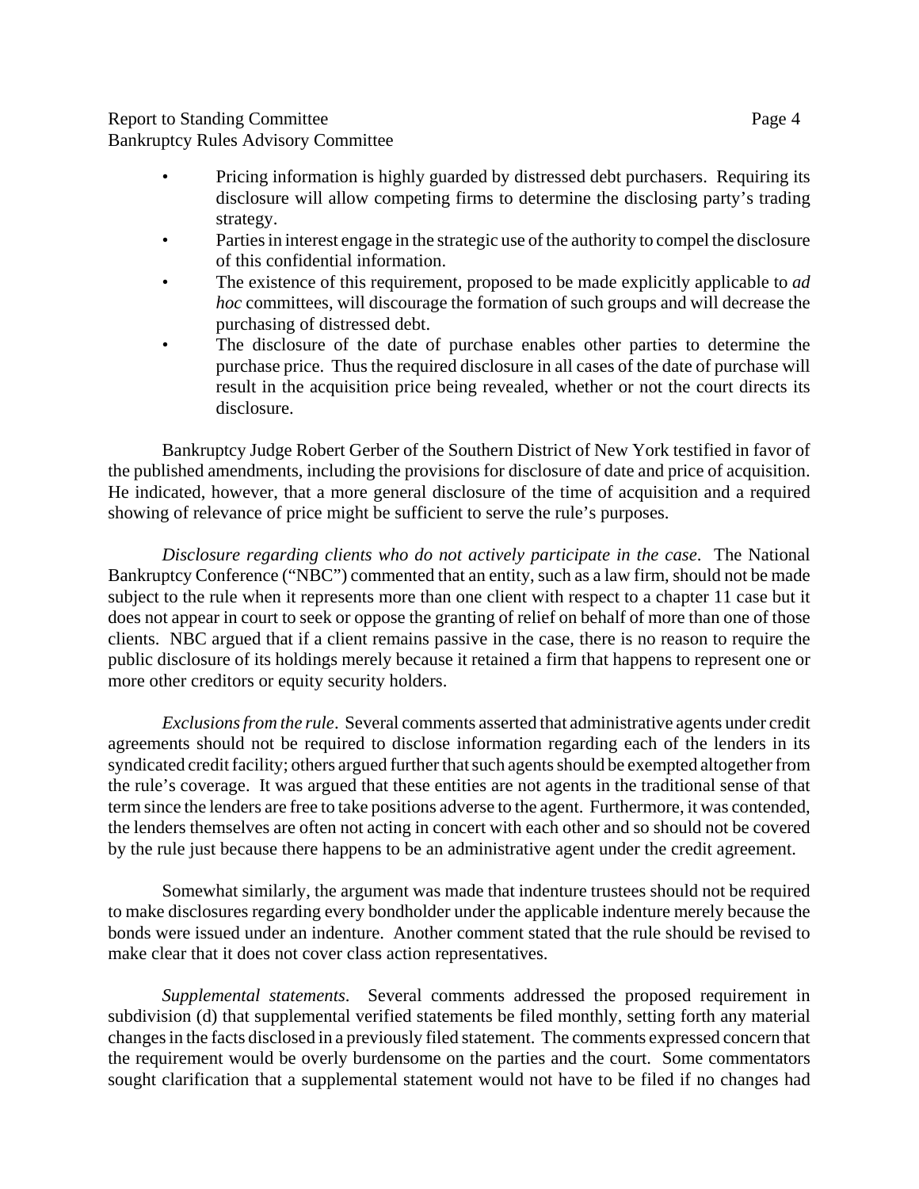- Pricing information is highly guarded by distressed debt purchasers. Requiring its disclosure will allow competing firms to determine the disclosing party's trading strategy.
- Parties in interest engage in the strategic use of the authority to compel the disclosure of this confidential information.
- The existence of this requirement, proposed to be made explicitly applicable to *ad hoc* committees, will discourage the formation of such groups and will decrease the purchasing of distressed debt.
- The disclosure of the date of purchase enables other parties to determine the purchase price. Thus the required disclosure in all cases of the date of purchase will result in the acquisition price being revealed, whether or not the court directs its disclosure.

Bankruptcy Judge Robert Gerber of the Southern District of New York testified in favor of the published amendments, including the provisions for disclosure of date and price of acquisition. He indicated, however, that a more general disclosure of the time of acquisition and a required showing of relevance of price might be sufficient to serve the rule's purposes.

*Disclosure regarding clients who do not actively participate in the case*. The National Bankruptcy Conference ("NBC") commented that an entity, such as a law firm, should not be made subject to the rule when it represents more than one client with respect to a chapter 11 case but it does not appear in court to seek or oppose the granting of relief on behalf of more than one of those clients. NBC argued that if a client remains passive in the case, there is no reason to require the public disclosure of its holdings merely because it retained a firm that happens to represent one or more other creditors or equity security holders.

*Exclusions from the rule*. Several comments asserted that administrative agents under credit agreements should not be required to disclose information regarding each of the lenders in its syndicated credit facility; others argued further that such agents should be exempted altogether from the rule's coverage. It was argued that these entities are not agents in the traditional sense of that term since the lenders are free to take positions adverse to the agent. Furthermore, it was contended, the lenders themselves are often not acting in concert with each other and so should not be covered by the rule just because there happens to be an administrative agent under the credit agreement.

Somewhat similarly, the argument was made that indenture trustees should not be required to make disclosures regarding every bondholder under the applicable indenture merely because the bonds were issued under an indenture. Another comment stated that the rule should be revised to make clear that it does not cover class action representatives.

*Supplemental statements*. Several comments addressed the proposed requirement in subdivision (d) that supplemental verified statements be filed monthly, setting forth any material changes in the facts disclosed in a previously filed statement. The comments expressed concern that the requirement would be overly burdensome on the parties and the court. Some commentators sought clarification that a supplemental statement would not have to be filed if no changes had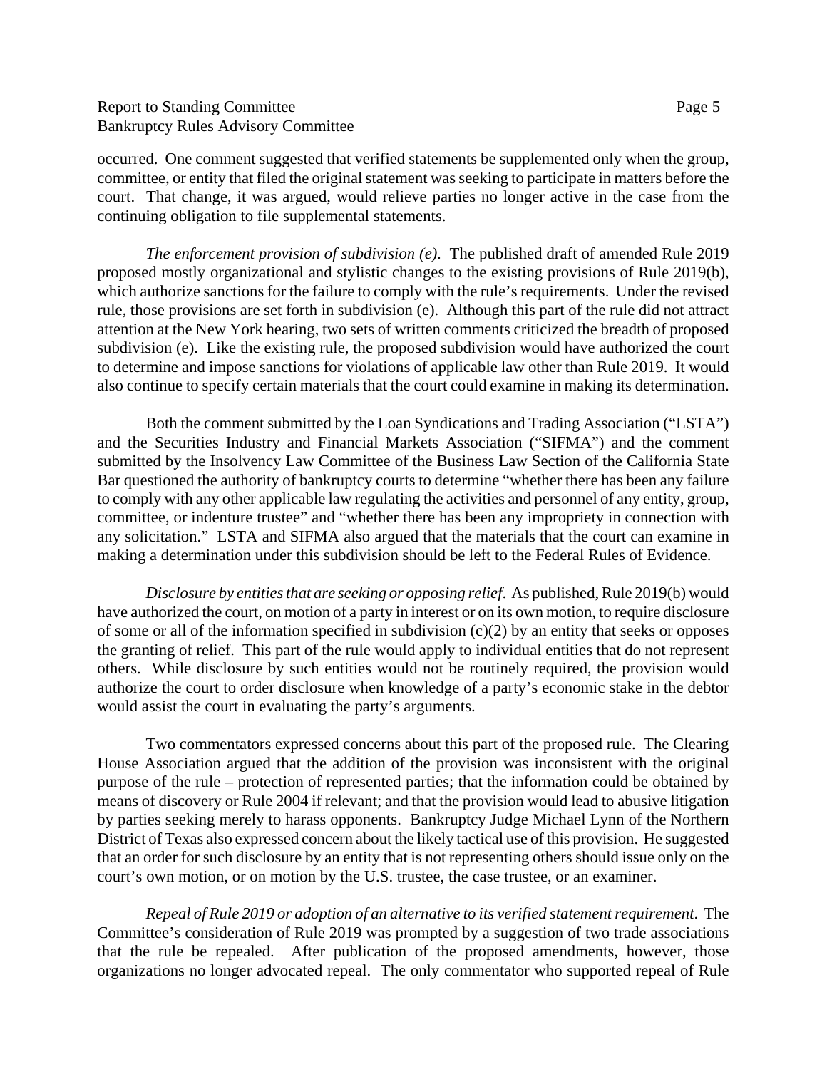occurred. One comment suggested that verified statements be supplemented only when the group, committee, or entity that filed the original statement was seeking to participate in matters before the court. That change, it was argued, would relieve parties no longer active in the case from the continuing obligation to file supplemental statements.

*The enforcement provision of subdivision (e).* The published draft of amended Rule 2019 proposed mostly organizational and stylistic changes to the existing provisions of Rule 2019(b), which authorize sanctions for the failure to comply with the rule's requirements. Under the revised rule, those provisions are set forth in subdivision (e). Although this part of the rule did not attract attention at the New York hearing, two sets of written comments criticized the breadth of proposed subdivision (e). Like the existing rule, the proposed subdivision would have authorized the court to determine and impose sanctions for violations of applicable law other than Rule 2019. It would also continue to specify certain materials that the court could examine in making its determination.

Both the comment submitted by the Loan Syndications and Trading Association ("LSTA") and the Securities Industry and Financial Markets Association ("SIFMA") and the comment submitted by the Insolvency Law Committee of the Business Law Section of the California State Bar questioned the authority of bankruptcy courts to determine "whether there has been any failure to comply with any other applicable law regulating the activities and personnel of any entity, group, committee, or indenture trustee" and "whether there has been any impropriety in connection with any solicitation." LSTA and SIFMA also argued that the materials that the court can examine in making a determination under this subdivision should be left to the Federal Rules of Evidence.

*Disclosure by entities that are seeking or opposing relief.* As published, Rule 2019(b) would have authorized the court, on motion of a party in interest or on its own motion, to require disclosure of some or all of the information specified in subdivision (c)(2) by an entity that seeks or opposes the granting of relief. This part of the rule would apply to individual entities that do not represent others. While disclosure by such entities would not be routinely required, the provision would authorize the court to order disclosure when knowledge of a party's economic stake in the debtor would assist the court in evaluating the party's arguments.

Two commentators expressed concerns about this part of the proposed rule. The Clearing House Association argued that the addition of the provision was inconsistent with the original purpose of the rule – protection of represented parties; that the information could be obtained by means of discovery or Rule 2004 if relevant; and that the provision would lead to abusive litigation by parties seeking merely to harass opponents. Bankruptcy Judge Michael Lynn of the Northern District of Texas also expressed concern about the likely tactical use of this provision. He suggested that an order for such disclosure by an entity that is not representing others should issue only on the court's own motion, or on motion by the U.S. trustee, the case trustee, or an examiner.

*Repeal of Rule 2019 or adoption of an alternative to its verified statement requirement.* The Committee's consideration of Rule 2019 was prompted by a suggestion of two trade associations that the rule be repealed. After publication of the proposed amendments, however, those organizations no longer advocated repeal. The only commentator who supported repeal of Rule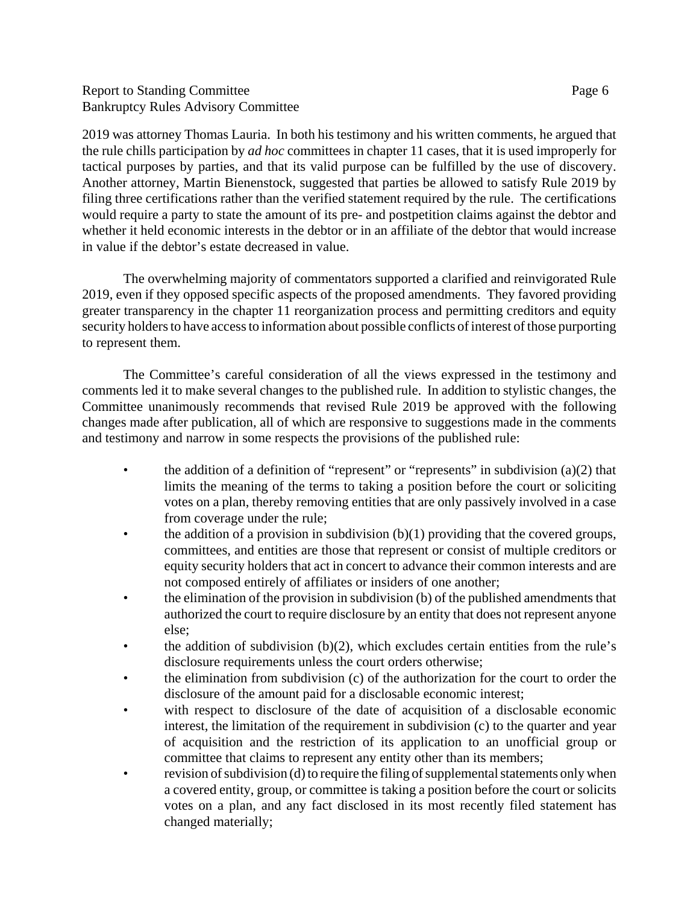2019 was attorney Thomas Lauria. In both his testimony and his written comments, he argued that the rule chills participation by *ad hoc* committees in chapter 11 cases, that it is used improperly for tactical purposes by parties, and that its valid purpose can be fulfilled by the use of discovery. Another attorney, Martin Bienenstock, suggested that parties be allowed to satisfy Rule 2019 by filing three certifications rather than the verified statement required by the rule. The certifications would require a party to state the amount of its pre- and postpetition claims against the debtor and whether it held economic interests in the debtor or in an affiliate of the debtor that would increase in value if the debtor's estate decreased in value.

The overwhelming majority of commentators supported a clarified and reinvigorated Rule 2019, even if they opposed specific aspects of the proposed amendments. They favored providing greater transparency in the chapter 11 reorganization process and permitting creditors and equity security holders to have access to information about possible conflicts of interest of those purporting to represent them.

The Committee's careful consideration of all the views expressed in the testimony and comments led it to make several changes to the published rule. In addition to stylistic changes, the Committee unanimously recommends that revised Rule 2019 be approved with the following changes made after publication, all of which are responsive to suggestions made in the comments and testimony and narrow in some respects the provisions of the published rule:

- the addition of a definition of "represent" or "represents" in subdivision (a)(2) that limits the meaning of the terms to taking a position before the court or soliciting votes on a plan, thereby removing entities that are only passively involved in a case from coverage under the rule;
- the addition of a provision in subdivision (b)(1) providing that the covered groups, committees, and entities are those that represent or consist of multiple creditors or equity security holders that act in concert to advance their common interests and are not composed entirely of affiliates or insiders of one another;
- the elimination of the provision in subdivision (b) of the published amendments that authorized the court to require disclosure by an entity that does not represent anyone else;
- the addition of subdivision (b)(2), which excludes certain entities from the rule's disclosure requirements unless the court orders otherwise;
- the elimination from subdivision (c) of the authorization for the court to order the disclosure of the amount paid for a disclosable economic interest;
- with respect to disclosure of the date of acquisition of a disclosable economic interest, the limitation of the requirement in subdivision (c) to the quarter and year of acquisition and the restriction of its application to an unofficial group or committee that claims to represent any entity other than its members;
- revision of subdivision (d) to require the filing of supplemental statements only when a covered entity, group, or committee is taking a position before the court or solicits votes on a plan, and any fact disclosed in its most recently filed statement has changed materially;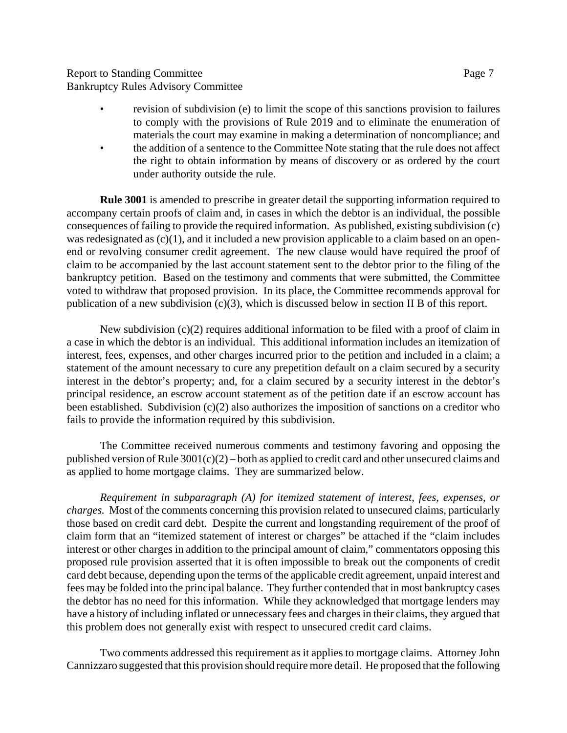- revision of subdivision (e) to limit the scope of this sanctions provision to failures to comply with the provisions of Rule 2019 and to eliminate the enumeration of materials the court may examine in making a determination of noncompliance; and
- the addition of a sentence to the Committee Note stating that the rule does not affect the right to obtain information by means of discovery or as ordered by the court under authority outside the rule.

**Rule 3001** is amended to prescribe in greater detail the supporting information required to accompany certain proofs of claim and, in cases in which the debtor is an individual, the possible consequences of failing to provide the required information. As published, existing subdivision (c) was redesignated as (c)(1), and it included a new provision applicable to a claim based on an open-end or revolving consumer credit agreement. The new clause would have required the proof of claim to be accompanied by the last account statement sent to the debtor prior to the filing of the bankruptcy petition. Based on the testimony and comments that were submitted, the Committee voted to withdraw that proposed provision. In its place, the Committee recommends approval for publication of a new subdivision (c)(3), which is discussed below in section II B of this report.

New subdivision (c)(2) requires additional information to be filed with a proof of claim in a case in which the debtor is an individual. This additional information includes an itemization of interest, fees, expenses, and other charges incurred prior to the petition and included in a claim; a statement of the amount necessary to cure any prepetition default on a claim secured by a security interest in the debtor's property; and, for a claim secured by a security interest in the debtor's principal residence, an escrow account statement as of the petition date if an escrow account has been established. Subdivision (c)(2) also authorizes the imposition of sanctions on a creditor who fails to provide the information required by this subdivision.

The Committee received numerous comments and testimony favoring and opposing the published version of Rule 3001(c)(2) – both as applied to credit card and other unsecured claims and as applied to home mortgage claims. They are summarized below.

*Requirement in subparagraph (A) for itemized statement of interest, fees, expenses, or charges.* Most of the comments concerning this provision related to unsecured claims, particularly those based on credit card debt. Despite the current and longstanding requirement of the proof of claim form that an "itemized statement of interest or charges" be attached if the "claim includes interest or other charges in addition to the principal amount of claim," commentators opposing this proposed rule provision asserted that it is often impossible to break out the components of credit card debt because, depending upon the terms of the applicable credit agreement, unpaid interest and fees may be folded into the principal balance. They further contended that in most bankruptcy cases the debtor has no need for this information. While they acknowledged that mortgage lenders may have a history of including inflated or unnecessary fees and charges in their claims, they argued that this problem does not generally exist with respect to unsecured credit card claims.

Two comments addressed this requirement as it applies to mortgage claims. Attorney John Cannizzaro suggested that this provision should require more detail. He proposed that the following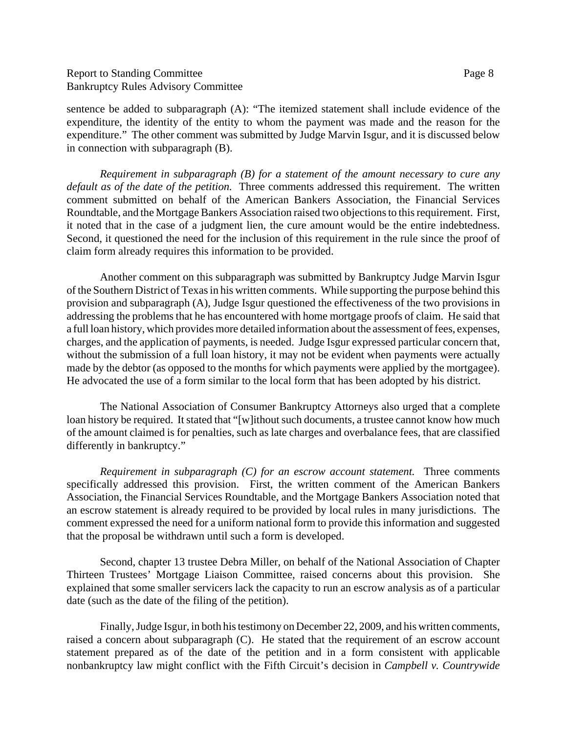sentence be added to subparagraph (A): "The itemized statement shall include evidence of the expenditure, the identity of the entity to whom the payment was made and the reason for the expenditure." The other comment was submitted by Judge Marvin Isgur, and it is discussed below in connection with subparagraph (B).

*Requirement in subparagraph (B) for a statement of the amount necessary to cure any default as of the date of the petition.* Three comments addressed this requirement. The written comment submitted on behalf of the American Bankers Association, the Financial Services Roundtable, and the Mortgage Bankers Association raised two objections to this requirement. First, it noted that in the case of a judgment lien, the cure amount would be the entire indebtedness. Second, it questioned the need for the inclusion of this requirement in the rule since the proof of claim form already requires this information to be provided.

Another comment on this subparagraph was submitted by Bankruptcy Judge Marvin Isgur of the Southern District of Texas in his written comments. While supporting the purpose behind this provision and subparagraph (A), Judge Isgur questioned the effectiveness of the two provisions in addressing the problems that he has encountered with home mortgage proofs of claim. He said that a full loan history, which provides more detailed information about the assessment of fees, expenses, charges, and the application of payments, is needed. Judge Isgur expressed particular concern that, without the submission of a full loan history, it may not be evident when payments were actually made by the debtor (as opposed to the months for which payments were applied by the mortgagee). He advocated the use of a form similar to the local form that has been adopted by his district.

The National Association of Consumer Bankruptcy Attorneys also urged that a complete loan history be required. It stated that "[w]ithout such documents, a trustee cannot know how much of the amount claimed is for penalties, such as late charges and overbalance fees, that are classified differently in bankruptcy."

*Requirement in subparagraph (C) for an escrow account statement.* Three comments specifically addressed this provision. First, the written comment of the American Bankers Association, the Financial Services Roundtable, and the Mortgage Bankers Association noted that an escrow statement is already required to be provided by local rules in many jurisdictions. The comment expressed the need for a uniform national form to provide this information and suggested that the proposal be withdrawn until such a form is developed.

Second, chapter 13 trustee Debra Miller, on behalf of the National Association of Chapter Thirteen Trustees' Mortgage Liaison Committee, raised concerns about this provision. She explained that some smaller servicers lack the capacity to run an escrow analysis as of a particular date (such as the date of the filing of the petition).

Finally, Judge Isgur, in both his testimony on December 22, 2009, and his written comments, raised a concern about subparagraph (C). He stated that the requirement of an escrow account statement prepared as of the date of the petition and in a form consistent with applicable nonbankruptcy law might conflict with the Fifth Circuit's decision in *Campbell v. Countrywide*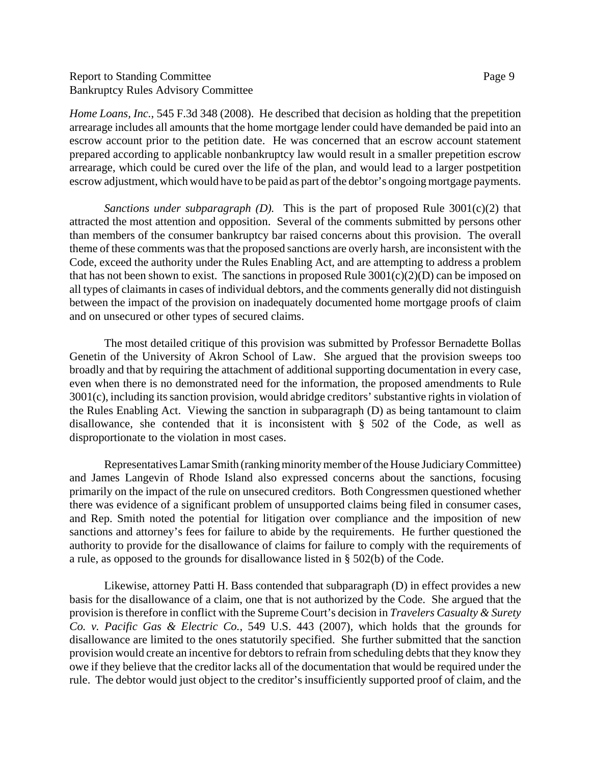*Home Loans, Inc.*, 545 F.3d 348 (2008). He described that decision as holding that the prepetition arrearage includes all amounts that the home mortgage lender could have demanded be paid into an escrow account prior to the petition date. He was concerned that an escrow account statement prepared according to applicable nonbankruptcy law would result in a smaller prepetition escrow arrearage, which could be cured over the life of the plan, and would lead to a larger postpetition escrow adjustment, which would have to be paid as part of the debtor's ongoing mortgage payments.

*Sanctions under subparagraph (D).* This is the part of proposed Rule 3001(c)(2) that attracted the most attention and opposition. Several of the comments submitted by persons other than members of the consumer bankruptcy bar raised concerns about this provision. The overall theme of these comments was that the proposed sanctions are overly harsh, are inconsistent with the Code, exceed the authority under the Rules Enabling Act, and are attempting to address a problem that has not been shown to exist. The sanctions in proposed Rule 3001(c)(2)(D) can be imposed on all types of claimants in cases of individual debtors, and the comments generally did not distinguish between the impact of the provision on inadequately documented home mortgage proofs of claim and on unsecured or other types of secured claims.

The most detailed critique of this provision was submitted by Professor Bernadette Bollas Genetin of the University of Akron School of Law. She argued that the provision sweeps too broadly and that by requiring the attachment of additional supporting documentation in every case, even when there is no demonstrated need for the information, the proposed amendments to Rule 3001(c), including its sanction provision, would abridge creditors' substantive rights in violation of the Rules Enabling Act. Viewing the sanction in subparagraph (D) as being tantamount to claim disallowance, she contended that it is inconsistent with § 502 of the Code, as well as disproportionate to the violation in most cases.

Representatives Lamar Smith (ranking minority member of the House Judiciary Committee) and James Langevin of Rhode Island also expressed concerns about the sanctions, focusing primarily on the impact of the rule on unsecured creditors. Both Congressmen questioned whether there was evidence of a significant problem of unsupported claims being filed in consumer cases, and Rep. Smith noted the potential for litigation over compliance and the imposition of new sanctions and attorney's fees for failure to abide by the requirements. He further questioned the authority to provide for the disallowance of claims for failure to comply with the requirements of a rule, as opposed to the grounds for disallowance listed in § 502(b) of the Code.

Likewise, attorney Patti H. Bass contended that subparagraph (D) in effect provides a new basis for the disallowance of a claim, one that is not authorized by the Code. She argued that the provision is therefore in conflict with the Supreme Court's decision in *Travelers Casualty & Surety Co. v. Pacific Gas & Electric Co.*, 549 U.S. 443 (2007), which holds that the grounds for disallowance are limited to the ones statutorily specified. She further submitted that the sanction provision would create an incentive for debtors to refrain from scheduling debts that they know they owe if they believe that the creditor lacks all of the documentation that would be required under the rule. The debtor would just object to the creditor's insufficiently supported proof of claim, and the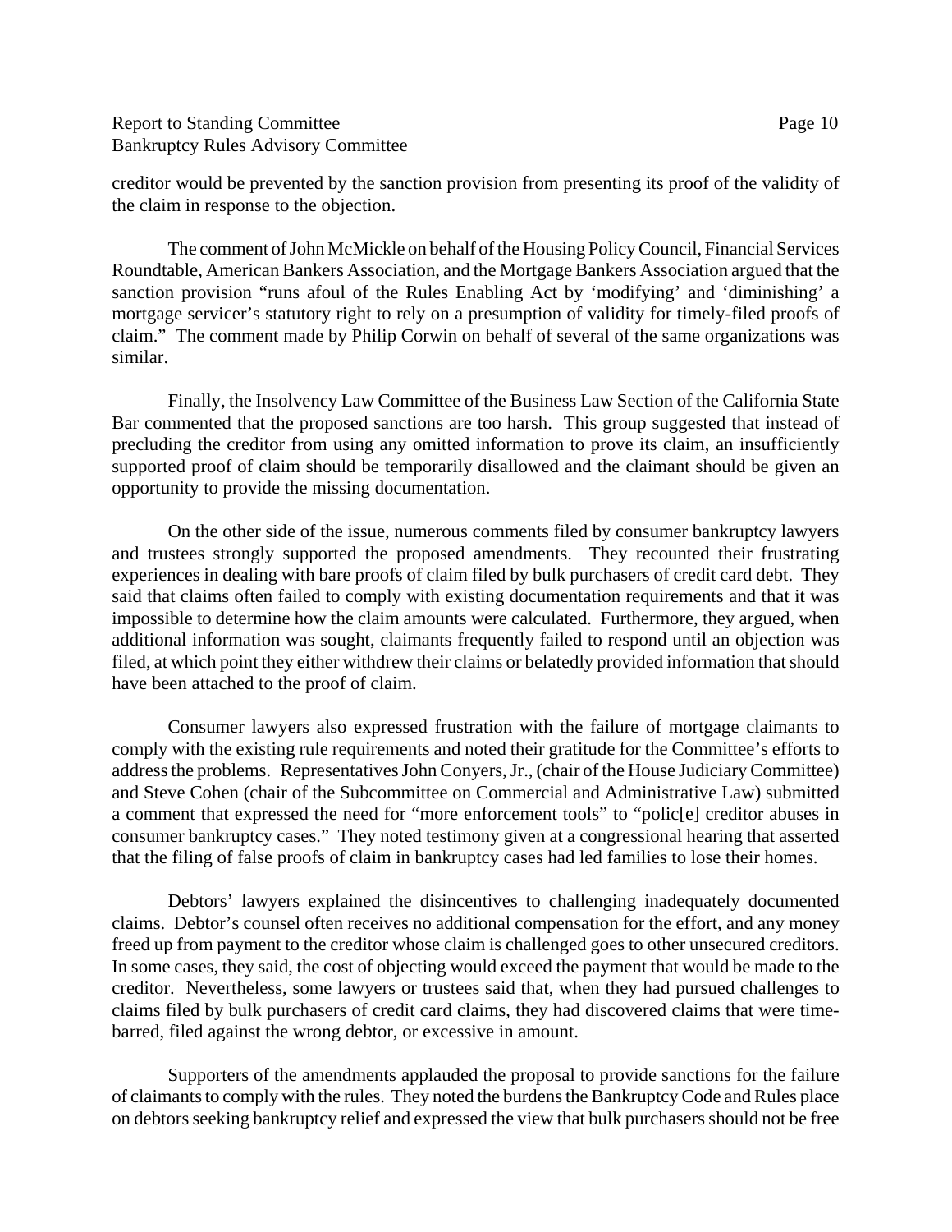creditor would be prevented by the sanction provision from presenting its proof of the validity of the claim in response to the objection.

The comment of John McMickle on behalf of the Housing Policy Council, Financial Services Roundtable, American Bankers Association, and the Mortgage Bankers Association argued that the sanction provision "runs afoul of the Rules Enabling Act by 'modifying' and 'diminishing' a mortgage servicer's statutory right to rely on a presumption of validity for timely-filed proofs of claim." The comment made by Philip Corwin on behalf of several of the same organizations was similar.

Finally, the Insolvency Law Committee of the Business Law Section of the California State Bar commented that the proposed sanctions are too harsh. This group suggested that instead of precluding the creditor from using any omitted information to prove its claim, an insufficiently supported proof of claim should be temporarily disallowed and the claimant should be given an opportunity to provide the missing documentation.

On the other side of the issue, numerous comments filed by consumer bankruptcy lawyers and trustees strongly supported the proposed amendments. They recounted their frustrating experiences in dealing with bare proofs of claim filed by bulk purchasers of credit card debt. They said that claims often failed to comply with existing documentation requirements and that it was impossible to determine how the claim amounts were calculated. Furthermore, they argued, when additional information was sought, claimants frequently failed to respond until an objection was filed, at which point they either withdrew their claims or belatedly provided information that should have been attached to the proof of claim.

Consumer lawyers also expressed frustration with the failure of mortgage claimants to comply with the existing rule requirements and noted their gratitude for the Committee's efforts to address the problems. Representatives John Conyers, Jr., (chair of the House Judiciary Committee) and Steve Cohen (chair of the Subcommittee on Commercial and Administrative Law) submitted a comment that expressed the need for "more enforcement tools" to "polic[e] creditor abuses in consumer bankruptcy cases." They noted testimony given at a congressional hearing that asserted that the filing of false proofs of claim in bankruptcy cases had led families to lose their homes.

Debtors' lawyers explained the disincentives to challenging inadequately documented claims. Debtor's counsel often receives no additional compensation for the effort, and any money freed up from payment to the creditor whose claim is challenged goes to other unsecured creditors. In some cases, they said, the cost of objecting would exceed the payment that would be made to the creditor. Nevertheless, some lawyers or trustees said that, when they had pursued challenges to claims filed by bulk purchasers of credit card claims, they had discovered claims that were time-barred, filed against the wrong debtor, or excessive in amount.

Supporters of the amendments applauded the proposal to provide sanctions for the failure of claimants to comply with the rules. They noted the burdens the Bankruptcy Code and Rules place on debtors seeking bankruptcy relief and expressed the view that bulk purchasers should not be free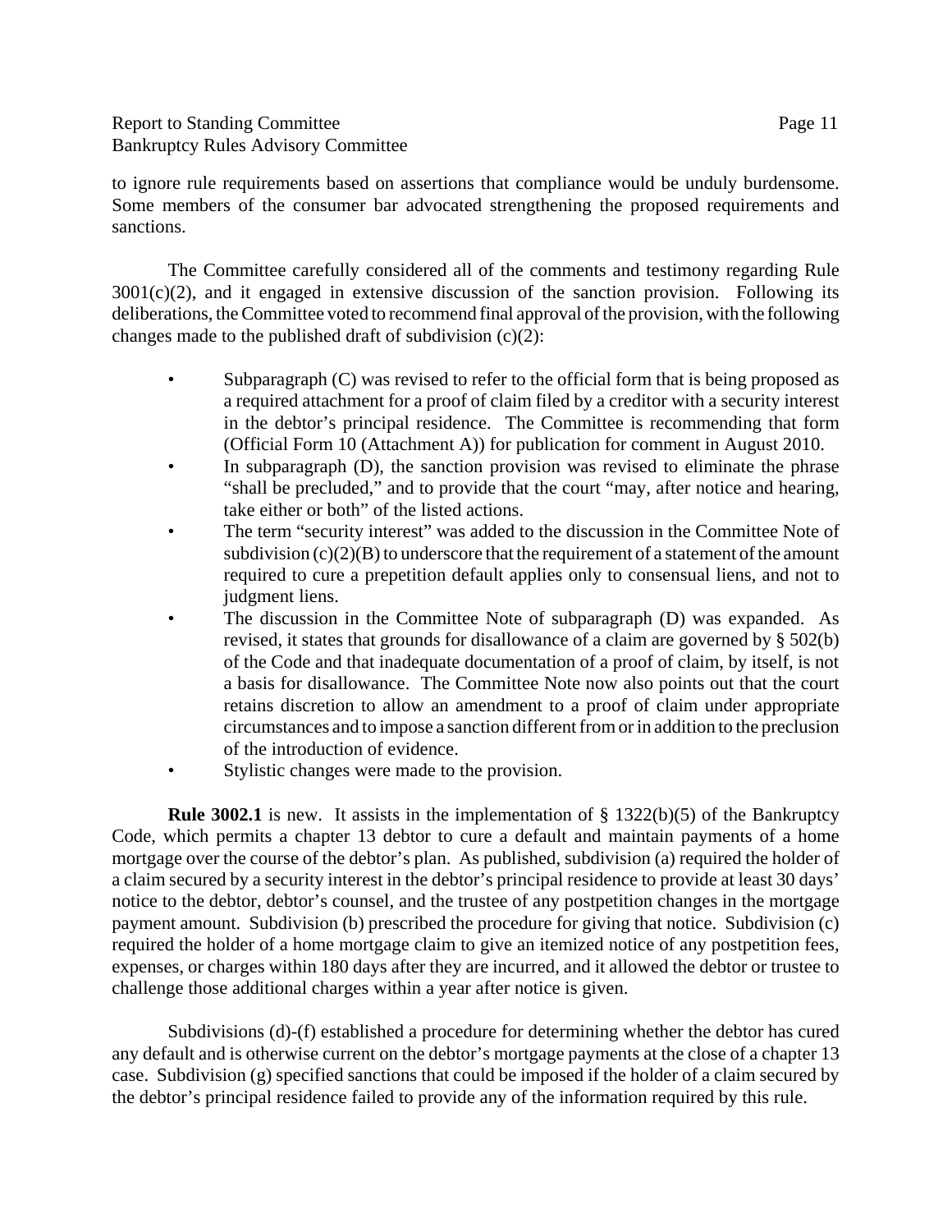to ignore rule requirements based on assertions that compliance would be unduly burdensome. Some members of the consumer bar advocated strengthening the proposed requirements and sanctions.

The Committee carefully considered all of the comments and testimony regarding Rule 3001(c)(2), and it engaged in extensive discussion of the sanction provision. Following its deliberations, the Committee voted to recommend final approval of the provision, with the following changes made to the published draft of subdivision (c)(2):

- Subparagraph (C) was revised to refer to the official form that is being proposed as a required attachment for a proof of claim filed by a creditor with a security interest in the debtor's principal residence. The Committee is recommending that form (Official Form 10 (Attachment A)) for publication for comment in August 2010.
- In subparagraph (D), the sanction provision was revised to eliminate the phrase "shall be precluded," and to provide that the court "may, after notice and hearing, take either or both" of the listed actions.
- The term "security interest" was added to the discussion in the Committee Note of subdivision (c)(2)(B) to underscore that the requirement of a statement of the amount required to cure a prepetition default applies only to consensual liens, and not to judgment liens.
- The discussion in the Committee Note of subparagraph (D) was expanded. As revised, it states that grounds for disallowance of a claim are governed by § 502(b) of the Code and that inadequate documentation of a proof of claim, by itself, is not a basis for disallowance. The Committee Note now also points out that the court retains discretion to allow an amendment to a proof of claim under appropriate circumstances and to impose a sanction different from or in addition to the preclusion of the introduction of evidence.
- Stylistic changes were made to the provision.

**Rule 3002.1** is new. It assists in the implementation of § 1322(b)(5) of the Bankruptcy Code, which permits a chapter 13 debtor to cure a default and maintain payments of a home mortgage over the course of the debtor's plan. As published, subdivision (a) required the holder of a claim secured by a security interest in the debtor's principal residence to provide at least 30 days' notice to the debtor, debtor's counsel, and the trustee of any postpetition changes in the mortgage payment amount. Subdivision (b) prescribed the procedure for giving that notice. Subdivision (c) required the holder of a home mortgage claim to give an itemized notice of any postpetition fees, expenses, or charges within 180 days after they are incurred, and it allowed the debtor or trustee to challenge those additional charges within a year after notice is given.

Subdivisions (d)-(f) established a procedure for determining whether the debtor has cured any default and is otherwise current on the debtor's mortgage payments at the close of a chapter 13 case. Subdivision (g) specified sanctions that could be imposed if the holder of a claim secured by the debtor's principal residence failed to provide any of the information required by this rule.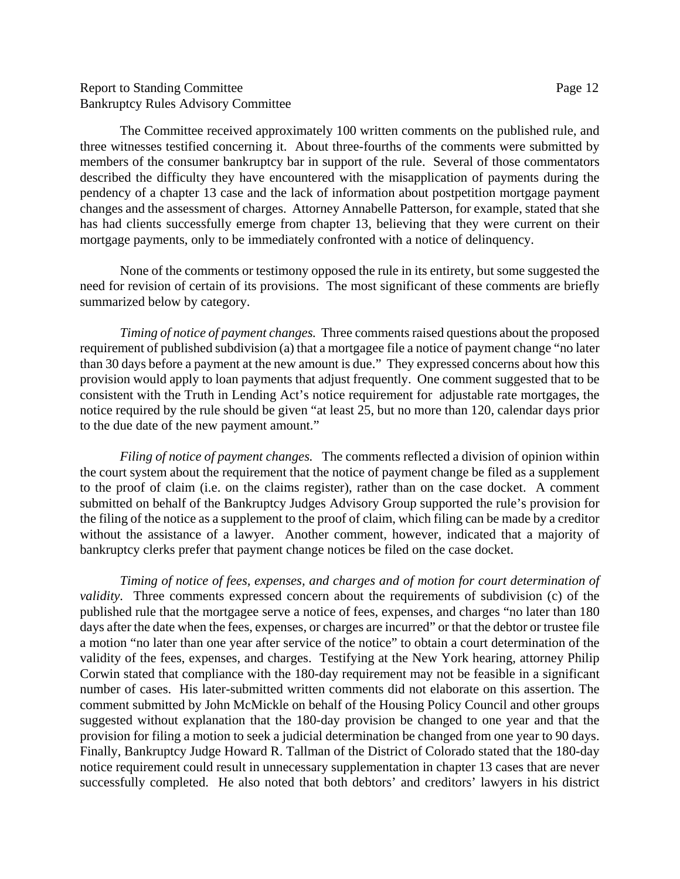The Committee received approximately 100 written comments on the published rule, and three witnesses testified concerning it. About three-fourths of the comments were submitted by members of the consumer bankruptcy bar in support of the rule. Several of those commentators described the difficulty they have encountered with the misapplication of payments during the pendency of a chapter 13 case and the lack of information about postpetition mortgage payment changes and the assessment of charges. Attorney Annabelle Patterson, for example, stated that she has had clients successfully emerge from chapter 13, believing that they were current on their mortgage payments, only to be immediately confronted with a notice of delinquency.

None of the comments or testimony opposed the rule in its entirety, but some suggested the need for revision of certain of its provisions. The most significant of these comments are briefly summarized below by category.

*Timing of notice of payment changes.* Three comments raised questions about the proposed requirement of published subdivision (a) that a mortgagee file a notice of payment change "no later than 30 days before a payment at the new amount is due." They expressed concerns about how this provision would apply to loan payments that adjust frequently. One comment suggested that to be consistent with the Truth in Lending Act's notice requirement for adjustable rate mortgages, the notice required by the rule should be given "at least 25, but no more than 120, calendar days prior to the due date of the new payment amount."

*Filing of notice of payment changes.* The comments reflected a division of opinion within the court system about the requirement that the notice of payment change be filed as a supplement to the proof of claim (i.e. on the claims register), rather than on the case docket. A comment submitted on behalf of the Bankruptcy Judges Advisory Group supported the rule's provision for the filing of the notice as a supplement to the proof of claim, which filing can be made by a creditor without the assistance of a lawyer. Another comment, however, indicated that a majority of bankruptcy clerks prefer that payment change notices be filed on the case docket.

*Timing of notice of fees, expenses, and charges and of motion for court determination of validity.* Three comments expressed concern about the requirements of subdivision (c) of the published rule that the mortgagee serve a notice of fees, expenses, and charges "no later than 180 days after the date when the fees, expenses, or charges are incurred" or that the debtor or trustee file a motion "no later than one year after service of the notice" to obtain a court determination of the validity of the fees, expenses, and charges. Testifying at the New York hearing, attorney Philip Corwin stated that compliance with the 180-day requirement may not be feasible in a significant number of cases. His later-submitted written comments did not elaborate on this assertion. The comment submitted by John McMickle on behalf of the Housing Policy Council and other groups suggested without explanation that the 180-day provision be changed to one year and that the provision for filing a motion to seek a judicial determination be changed from one year to 90 days. Finally, Bankruptcy Judge Howard R. Tallman of the District of Colorado stated that the 180-day notice requirement could result in unnecessary supplementation in chapter 13 cases that are never successfully completed. He also noted that both debtors' and creditors' lawyers in his district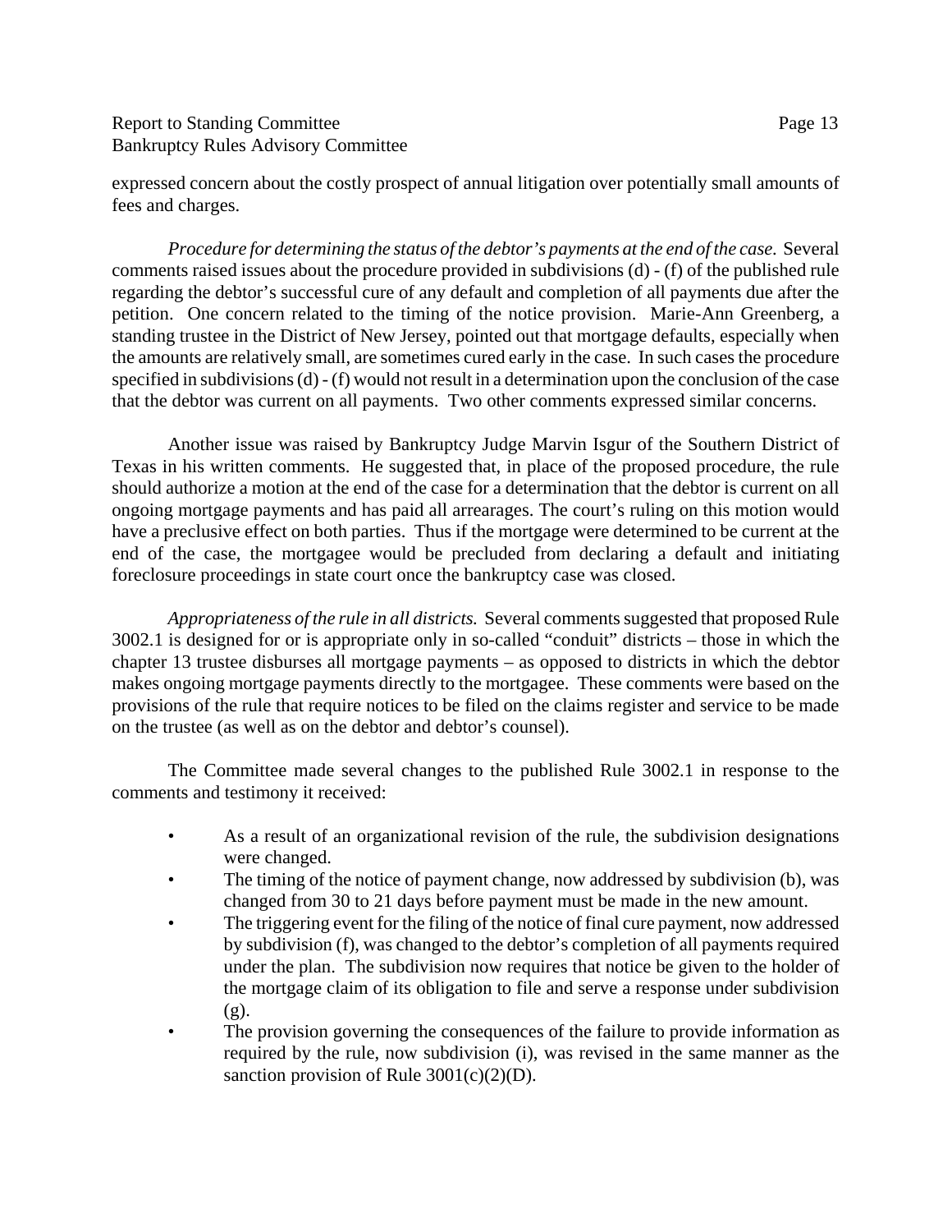expressed concern about the costly prospect of annual litigation over potentially small amounts of fees and charges.

*Procedure for determining the status of the debtor's payments at the end of the case.* Several comments raised issues about the procedure provided in subdivisions (d) - (f) of the published rule regarding the debtor's successful cure of any default and completion of all payments due after the petition. One concern related to the timing of the notice provision. Marie-Ann Greenberg, a standing trustee in the District of New Jersey, pointed out that mortgage defaults, especially when the amounts are relatively small, are sometimes cured early in the case. In such cases the procedure specified in subdivisions (d) - (f) would not result in a determination upon the conclusion of the case that the debtor was current on all payments. Two other comments expressed similar concerns.

Another issue was raised by Bankruptcy Judge Marvin Isgur of the Southern District of Texas in his written comments. He suggested that, in place of the proposed procedure, the rule should authorize a motion at the end of the case for a determination that the debtor is current on all ongoing mortgage payments and has paid all arrearages. The court's ruling on this motion would have a preclusive effect on both parties. Thus if the mortgage were determined to be current at the end of the case, the mortgagee would be precluded from declaring a default and initiating foreclosure proceedings in state court once the bankruptcy case was closed.

*Appropriateness of the rule in all districts.* Several comments suggested that proposed Rule 3002.1 is designed for or is appropriate only in so-called "conduit" districts – those in which the chapter 13 trustee disburses all mortgage payments – as opposed to districts in which the debtor makes ongoing mortgage payments directly to the mortgagee. These comments were based on the provisions of the rule that require notices to be filed on the claims register and service to be made on the trustee (as well as on the debtor and debtor's counsel).

The Committee made several changes to the published Rule 3002.1 in response to the comments and testimony it received:

- As a result of an organizational revision of the rule, the subdivision designations were changed.
- The timing of the notice of payment change, now addressed by subdivision (b), was changed from 30 to 21 days before payment must be made in the new amount.
- The triggering event for the filing of the notice of final cure payment, now addressed by subdivision (f), was changed to the debtor's completion of all payments required under the plan. The subdivision now requires that notice be given to the holder of the mortgage claim of its obligation to file and serve a response under subdivision (g).
- The provision governing the consequences of the failure to provide information as required by the rule, now subdivision (i), was revised in the same manner as the sanction provision of Rule 3001(c)(2)(D).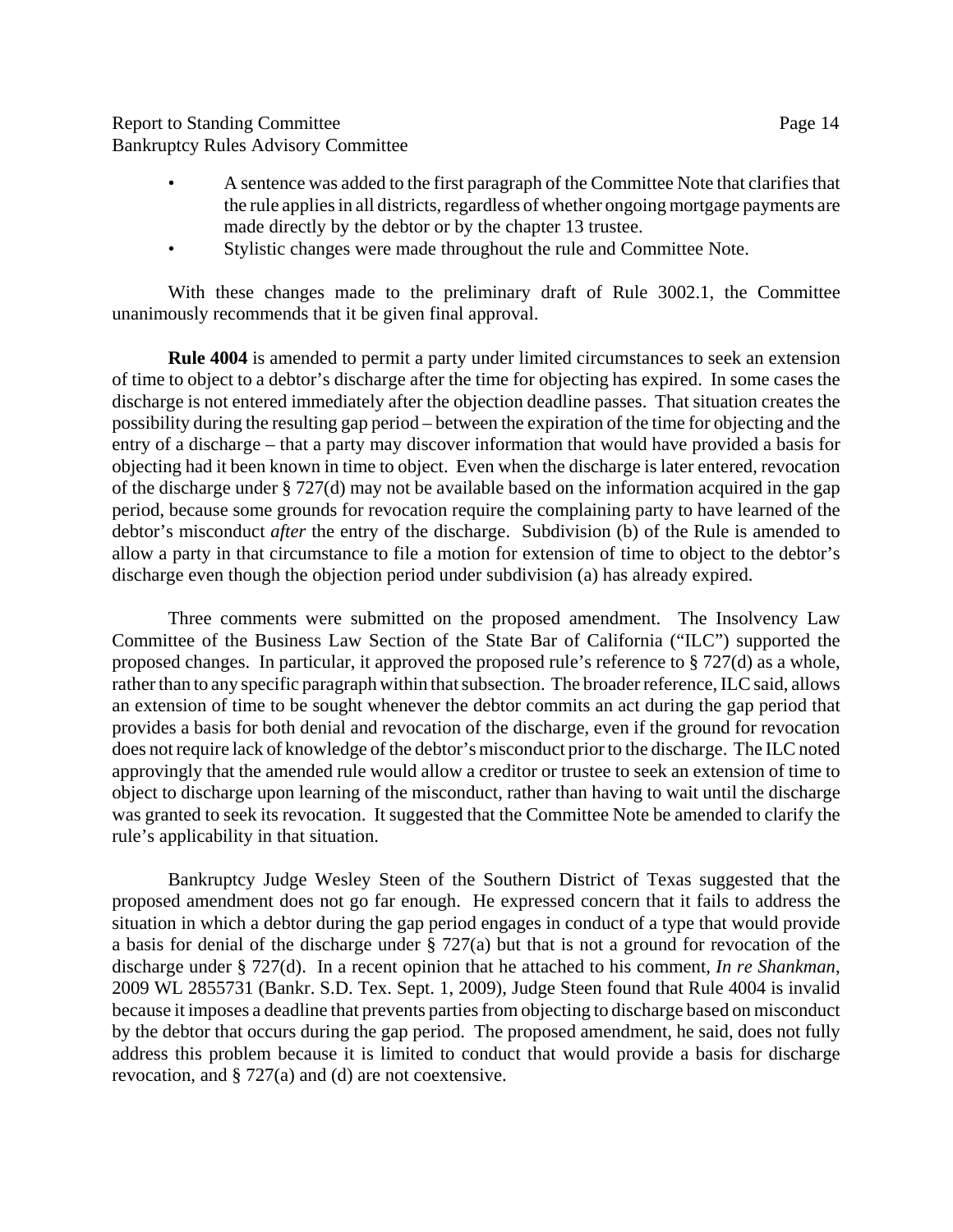- A sentence was added to the first paragraph of the Committee Note that clarifies that the rule applies in all districts, regardless of whether ongoing mortgage payments are made directly by the debtor or by the chapter 13 trustee.
- Stylistic changes were made throughout the rule and Committee Note.

With these changes made to the preliminary draft of Rule 3002.1, the Committee unanimously recommends that it be given final approval.

**Rule 4004** is amended to permit a party under limited circumstances to seek an extension of time to object to a debtor's discharge after the time for objecting has expired. In some cases the discharge is not entered immediately after the objection deadline passes. That situation creates the possibility during the resulting gap period – between the expiration of the time for objecting and the entry of a discharge – that a party may discover information that would have provided a basis for objecting had it been known in time to object. Even when the discharge is later entered, revocation of the discharge under § 727(d) may not be available based on the information acquired in the gap period, because some grounds for revocation require the complaining party to have learned of the debtor's misconduct *after* the entry of the discharge. Subdivision (b) of the Rule is amended to allow a party in that circumstance to file a motion for extension of time to object to the debtor's discharge even though the objection period under subdivision (a) has already expired.

Three comments were submitted on the proposed amendment. The Insolvency Law Committee of the Business Law Section of the State Bar of California ("ILC") supported the proposed changes. In particular, it approved the proposed rule's reference to § 727(d) as a whole, rather than to any specific paragraph within that subsection. The broader reference, ILC said, allows an extension of time to be sought whenever the debtor commits an act during the gap period that provides a basis for both denial and revocation of the discharge, even if the ground for revocation does not require lack of knowledge of the debtor's misconduct prior to the discharge. The ILC noted approvingly that the amended rule would allow a creditor or trustee to seek an extension of time to object to discharge upon learning of the misconduct, rather than having to wait until the discharge was granted to seek its revocation. It suggested that the Committee Note be amended to clarify the rule's applicability in that situation.

Bankruptcy Judge Wesley Steen of the Southern District of Texas suggested that the proposed amendment does not go far enough. He expressed concern that it fails to address the situation in which a debtor during the gap period engages in conduct of a type that would provide a basis for denial of the discharge under § 727(a) but that is not a ground for revocation of the discharge under § 727(d). In a recent opinion that he attached to his comment, *In re Shankman*, 2009 WL 2855731 (Bankr. S.D. Tex. Sept. 1, 2009), Judge Steen found that Rule 4004 is invalid because it imposes a deadline that prevents parties from objecting to discharge based on misconduct by the debtor that occurs during the gap period. The proposed amendment, he said, does not fully address this problem because it is limited to conduct that would provide a basis for discharge revocation, and § 727(a) and (d) are not coextensive.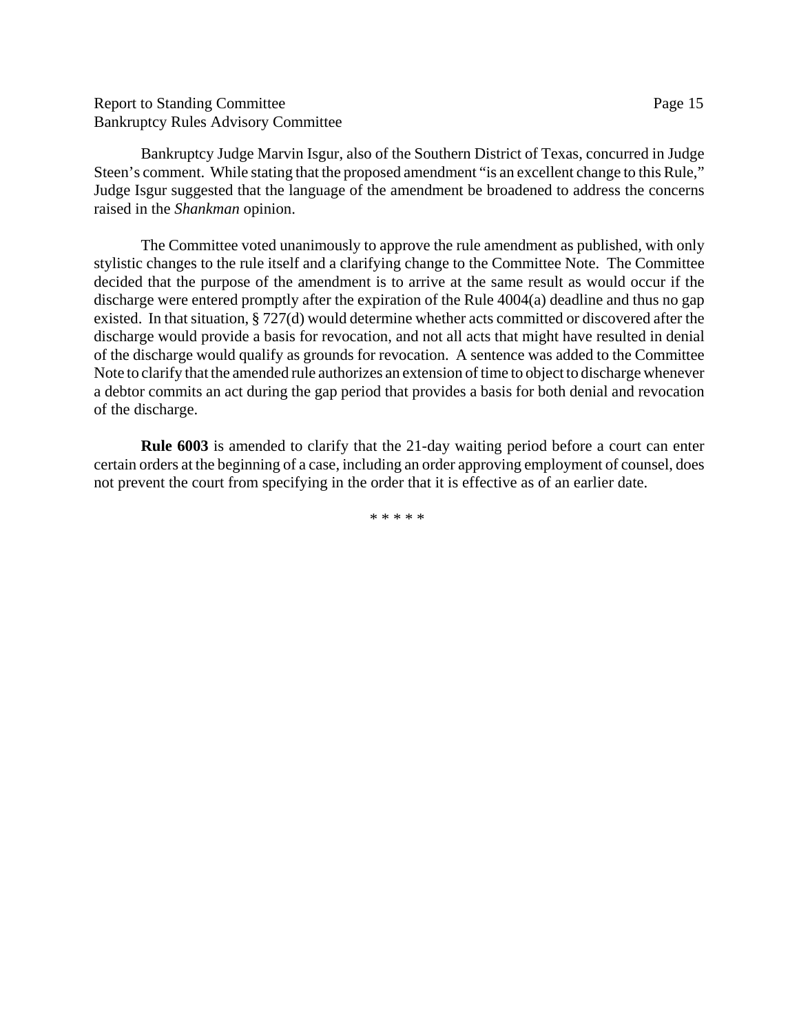Bankruptcy Judge Marvin Isgur, also of the Southern District of Texas, concurred in Judge Steen's comment. While stating that the proposed amendment "is an excellent change to this Rule," Judge Isgur suggested that the language of the amendment be broadened to address the concerns raised in the *Shankman* opinion.

The Committee voted unanimously to approve the rule amendment as published, with only stylistic changes to the rule itself and a clarifying change to the Committee Note. The Committee decided that the purpose of the amendment is to arrive at the same result as would occur if the discharge were entered promptly after the expiration of the Rule 4004(a) deadline and thus no gap existed. In that situation, § 727(d) would determine whether acts committed or discovered after the discharge would provide a basis for revocation, and not all acts that might have resulted in denial of the discharge would qualify as grounds for revocation. A sentence was added to the Committee Note to clarify that the amended rule authorizes an extension of time to object to discharge whenever a debtor commits an act during the gap period that provides a basis for both denial and revocation of the discharge.

**Rule 6003** is amended to clarify that the 21-day waiting period before a court can enter certain orders at the beginning of a case, including an order approving employment of counsel, does not prevent the court from specifying in the order that it is effective as of an earlier date.

\* \* \* \* \*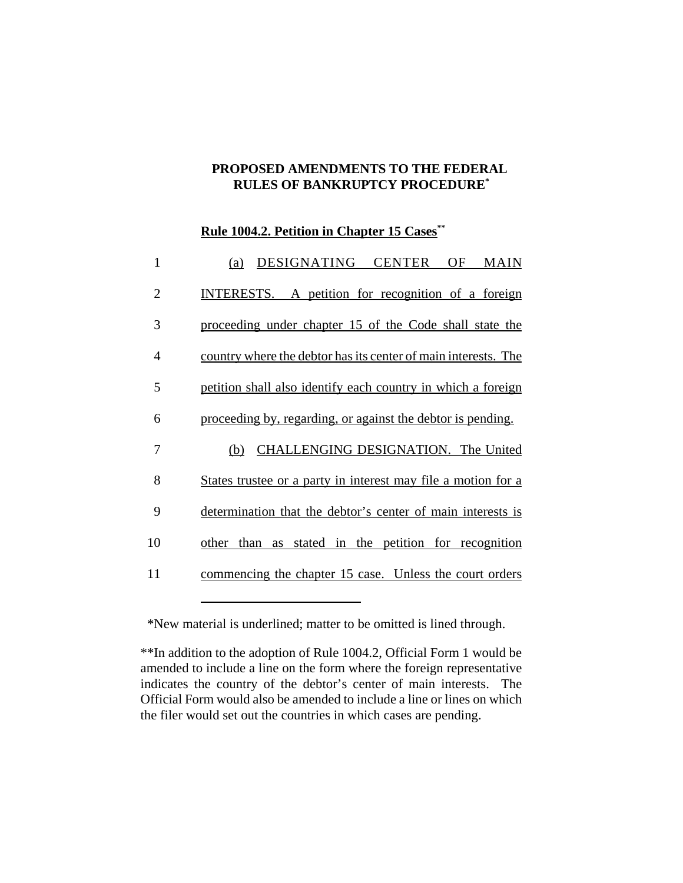**PROPOSED AMENDMENTS TO THE FEDERAL RULES OF BANKRUPTCY PROCEDURE[*]**

**Rule 1004.2. Petition in Chapter 15 Cases[**]**

1 (a) DESIGNATING CENTER OF MAIN
2 INTERESTS. A petition for recognition of a foreign
3 proceeding under chapter 15 of the Code shall state the
4 country where the debtor has its center of main interests. The
5 petition shall also identify each country in which a foreign
6 proceeding by, regarding, or against the debtor is pending.
7 (b) CHALLENGING DESIGNATION. The United
8 States trustee or a party in interest may file a motion for a
9 determination that the debtor's center of main interests is
10 other than as stated in the petition for recognition
11 commencing the chapter 15 case. Unless the court orders

---

*New material is underlined; matter to be omitted is lined through.

**In addition to the adoption of Rule 1004.2, Official Form 1 would be amended to include a line on the form where the foreign representative indicates the country of the debtor's center of main interests. The Official Form would also be amended to include a line or lines on which the filer would set out the countries in which cases are pending.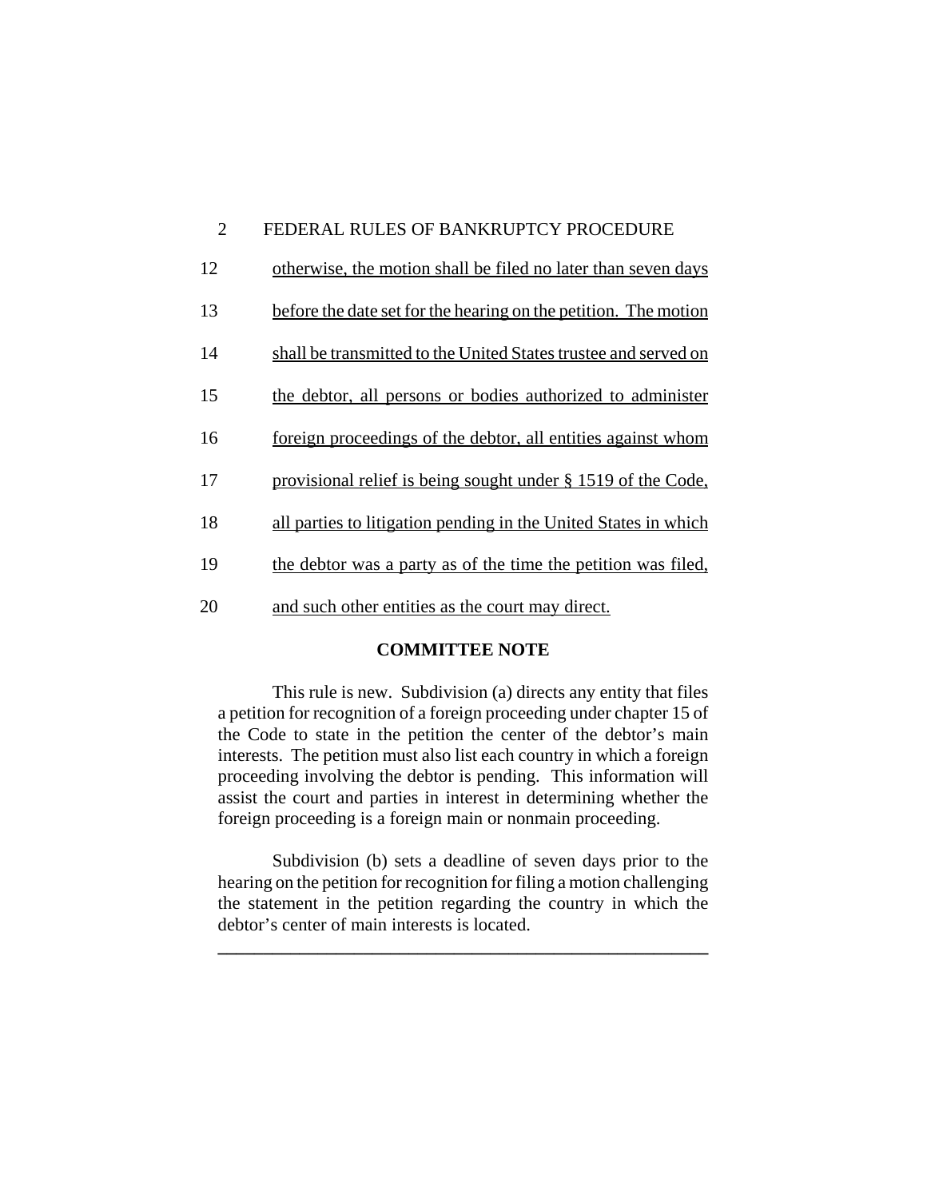otherwise, the motion shall be filed no later than seven days before the date set for the hearing on the petition. The motion shall be transmitted to the United States trustee and served on the debtor, all persons or bodies authorized to administer foreign proceedings of the debtor, all entities against whom provisional relief is being sought under § 1519 of the Code, all parties to litigation pending in the United States in which the debtor was a party as of the time the petition was filed, and such other entities as the court may direct.

**COMMITTEE NOTE**

This rule is new. Subdivision (a) directs any entity that files a petition for recognition of a foreign proceeding under chapter 15 of the Code to state in the petition the center of the debtor's main interests. The petition must also list each country in which a foreign proceeding involving the debtor is pending. This information will assist the court and parties in interest in determining whether the foreign proceeding is a foreign main or nonmain proceeding.

Subdivision (b) sets a deadline of seven days prior to the hearing on the petition for recognition for filing a motion challenging the statement in the petition regarding the country in which the debtor's center of main interests is located.

---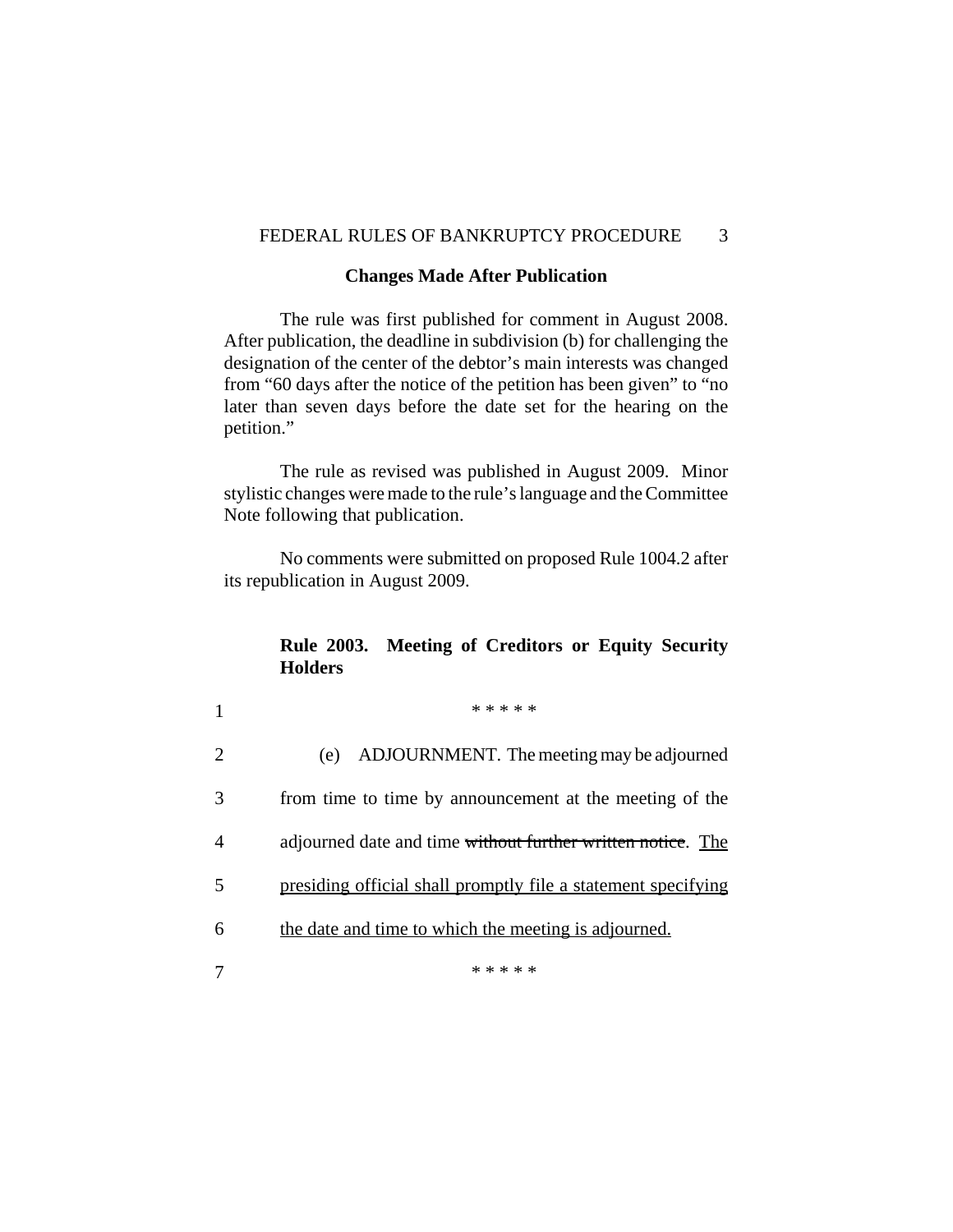### Changes Made After Publication

The rule was first published for comment in August 2008. After publication, the deadline in subdivision (b) for challenging the designation of the center of the debtor's main interests was changed from "60 days after the notice of the petition has been given" to "no later than seven days before the date set for the hearing on the petition."

The rule as revised was published in August 2009. Minor stylistic changes were made to the rule's language and the Committee Note following that publication.

No comments were submitted on proposed Rule 1004.2 after its republication in August 2009.

**Rule 2003. Meeting of Creditors or Equity Security Holders**

1 * * * * *

2 (e) ADJOURNMENT. The meeting may be adjourned

3 from time to time by announcement at the meeting of the

4 adjourned date and time ~~without further written notice~~. <u>The</u>

5 <u>presiding official shall promptly file a statement specifying</u>

6 <u>the date and time to which the meeting is adjourned.</u>

7 * * * * *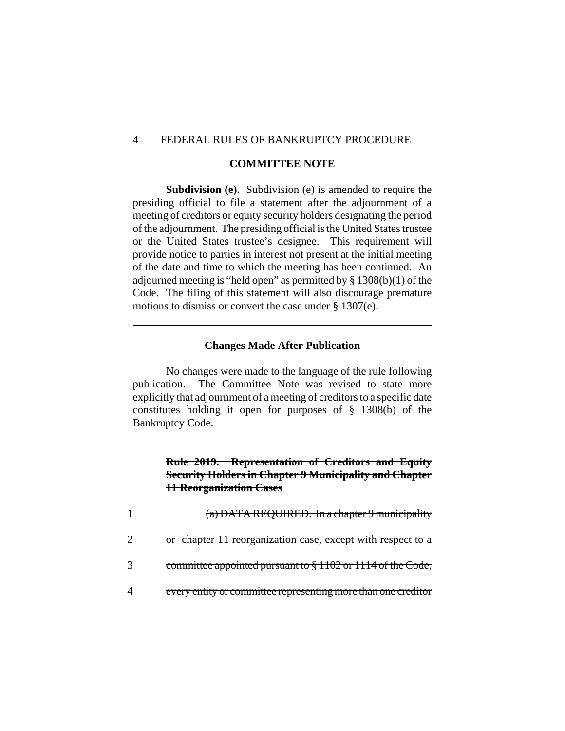## COMMITTEE NOTE

**Subdivision (e).** Subdivision (e) is amended to require the presiding official to file a statement after the adjournment of a meeting of creditors or equity security holders designating the period of the adjournment. The presiding official is the United States trustee or the United States trustee's designee. This requirement will provide notice to parties in interest not present at the initial meeting of the date and time to which the meeting has been continued. An adjourned meeting is "held open" as permitted by § 1308(b)(1) of the Code. The filing of this statement will also discourage premature motions to dismiss or convert the case under § 1307(e).

---

### Changes Made After Publication

No changes were made to the language of the rule following publication. The Committee Note was revised to state more explicitly that adjournment of a meeting of creditors to a specific date constitutes holding it open for purposes of § 1308(b) of the Bankruptcy Code.

~~**Rule 2019. Representation of Creditors and Equity Security Holders in Chapter 9 Municipality and Chapter 11 Reorganization Cases**~~

1 ~~(a) DATA REQUIRED. In a chapter 9 municipality~~

2 ~~or chapter 11 reorganization case, except with respect to a~~

3 ~~committee appointed pursuant to § 1102 or 1114 of the Code,~~

4 ~~every entity or committee representing more than one creditor~~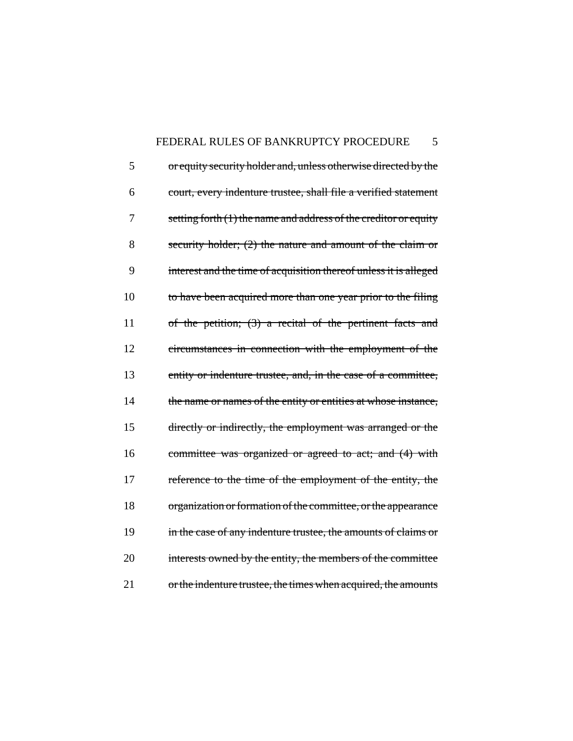5 ~~or equity security holder and, unless otherwise directed by the~~

6 ~~court, every indenture trustee, shall file a verified statement~~

7 ~~setting forth (1) the name and address of the creditor or equity~~

8 ~~security holder; (2) the nature and amount of the claim or~~

9 ~~interest and the time of acquisition thereof unless it is alleged~~

10 ~~to have been acquired more than one year prior to the filing~~

11 ~~of the petition; (3) a recital of the pertinent facts and~~

12 ~~circumstances in connection with the employment of the~~

13 ~~entity or indenture trustee, and, in the case of a committee,~~

14 ~~the name or names of the entity or entities at whose instance,~~

15 ~~directly or indirectly, the employment was arranged or the~~

16 ~~committee was organized or agreed to act; and (4) with~~

17 ~~reference to the time of the employment of the entity, the~~

18 ~~organization or formation of the committee, or the appearance~~

19 ~~in the case of any indenture trustee, the amounts of claims or~~

20 ~~interests owned by the entity, the members of the committee~~

21 ~~or the indenture trustee, the times when acquired, the amounts~~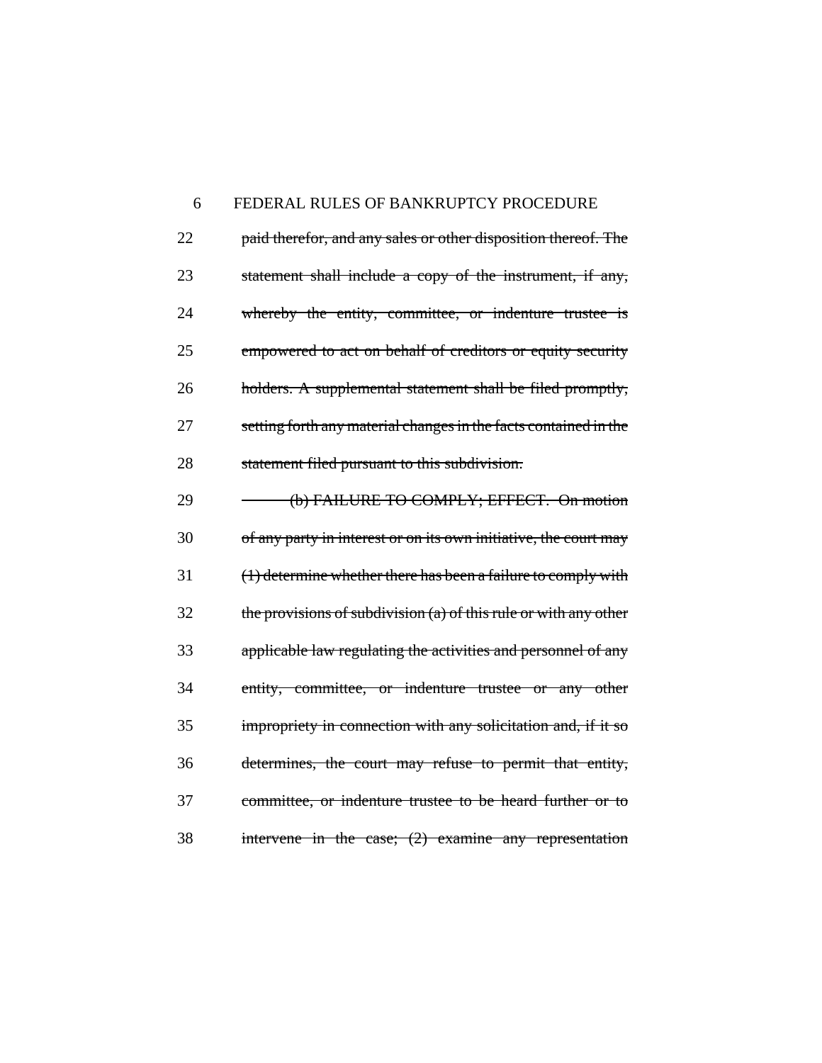~~paid therefor, and any sales or other disposition thereof. The statement shall include a copy of the instrument, if any, whereby the entity, committee, or indenture trustee is empowered to act on behalf of creditors or equity security holders. A supplemental statement shall be filed promptly, setting forth any material changes in the facts contained in the statement filed pursuant to this subdivision.~~

~~(b) FAILURE TO COMPLY; EFFECT. On motion of any party in interest or on its own initiative, the court may (1) determine whether there has been a failure to comply with the provisions of subdivision (a) of this rule or with any other applicable law regulating the activities and personnel of any entity, committee, or indenture trustee or any other impropriety in connection with any solicitation and, if it so determines, the court may refuse to permit that entity, committee, or indenture trustee to be heard further or to intervene in the case; (2) examine any representation~~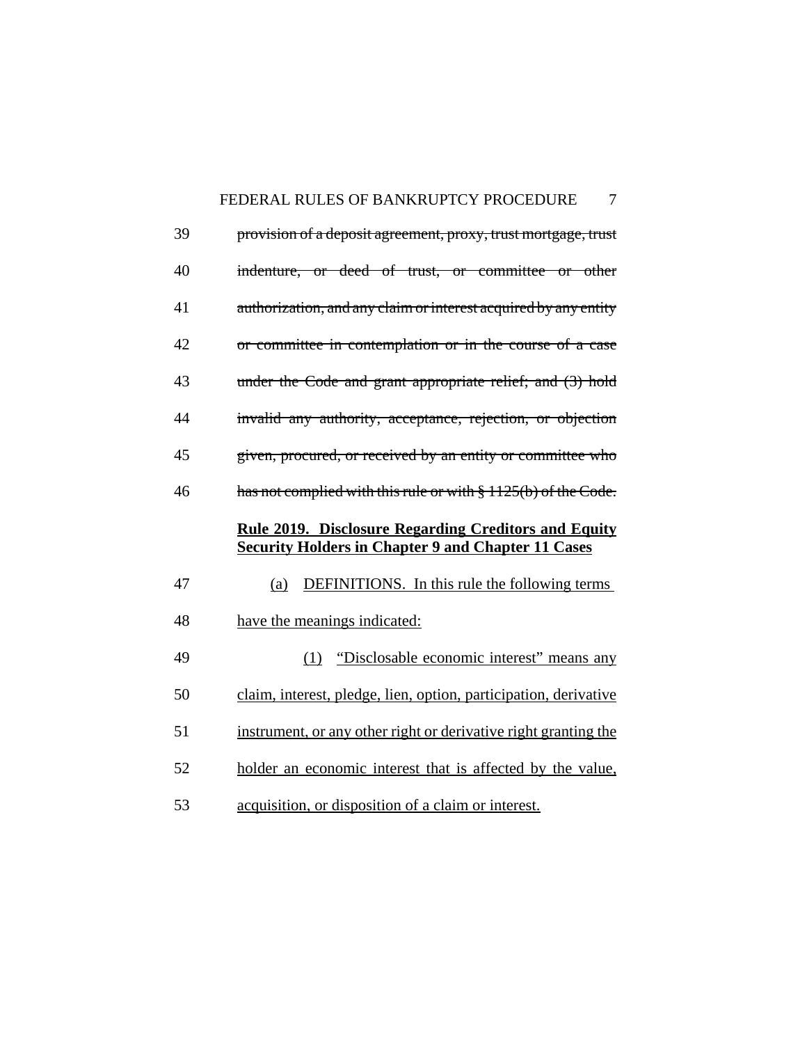39 ~~provision of a deposit agreement, proxy, trust mortgage, trust~~

40 ~~indenture, or deed of trust, or committee or other~~

41 ~~authorization, and any claim or interest acquired by any entity~~

42 ~~or committee in contemplation or in the course of a case~~

43 ~~under the Code and grant appropriate relief; and (3) hold~~

44 ~~invalid any authority, acceptance, rejection, or objection~~

45 ~~given, procured, or received by an entity or committee who~~

46 ~~has not complied with this rule or with § 1125(b) of the Code.~~

<u>**Rule 2019. Disclosure Regarding Creditors and Equity Security Holders in Chapter 9 and Chapter 11 Cases**</u>

47 <u>(a) DEFINITIONS. In this rule the following terms</u>

48 <u>have the meanings indicated:</u>

49 <u>(1) "Disclosable economic interest" means any</u>

50 <u>claim, interest, pledge, lien, option, participation, derivative</u>

51 <u>instrument, or any other right or derivative right granting the</u>

52 <u>holder an economic interest that is affected by the value,</u>

53 <u>acquisition, or disposition of a claim or interest.</u>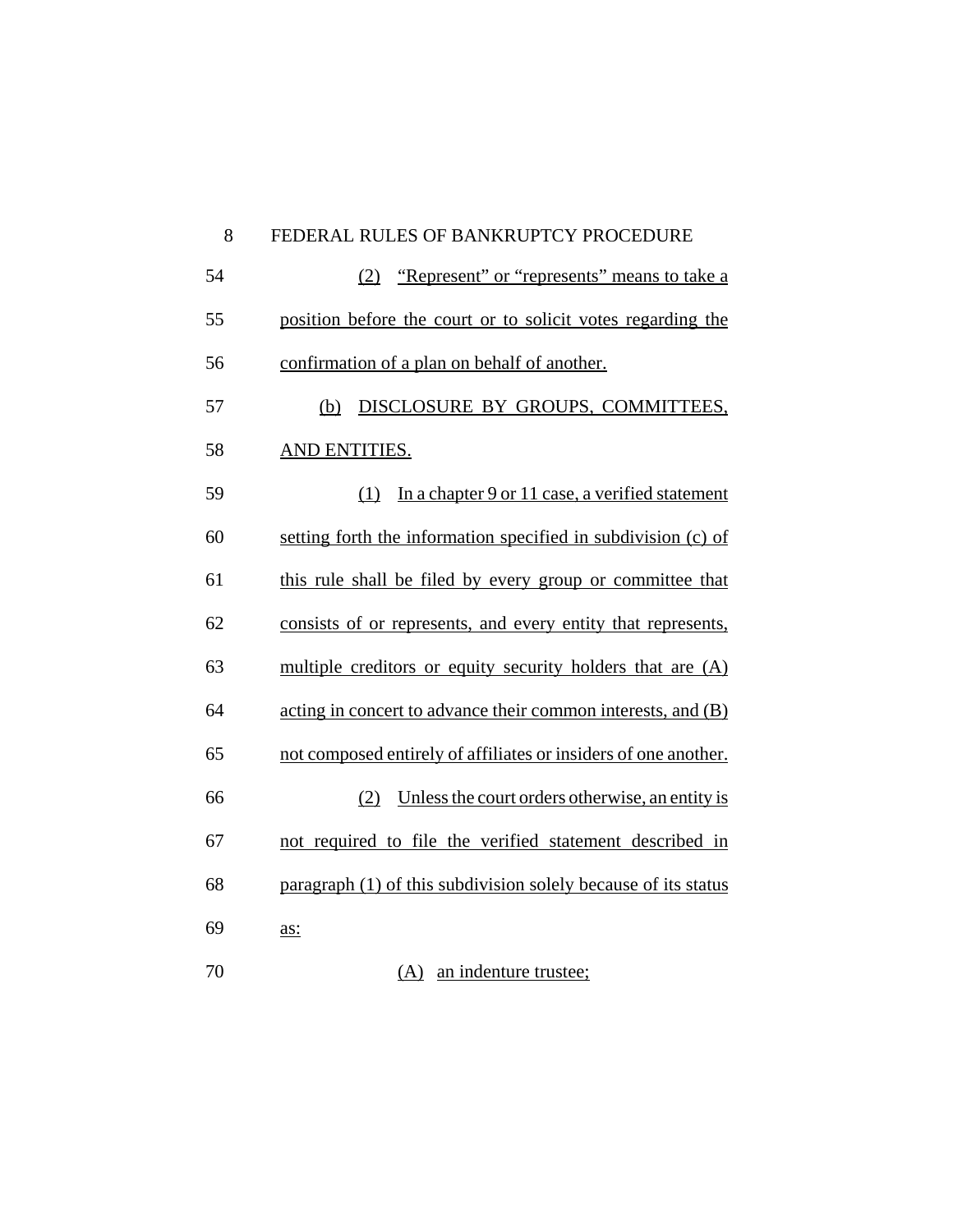(2) "Represent" or "represents" means to take a position before the court or to solicit votes regarding the confirmation of a plan on behalf of another.

(b) DISCLOSURE BY GROUPS, COMMITTEES, AND ENTITIES.

(1) In a chapter 9 or 11 case, a verified statement setting forth the information specified in subdivision (c) of this rule shall be filed by every group or committee that consists of or represents, and every entity that represents, multiple creditors or equity security holders that are (A) acting in concert to advance their common interests, and (B) not composed entirely of affiliates or insiders of one another.

(2) Unless the court orders otherwise, an entity is not required to file the verified statement described in paragraph (1) of this subdivision solely because of its status as:

(A) an indenture trustee;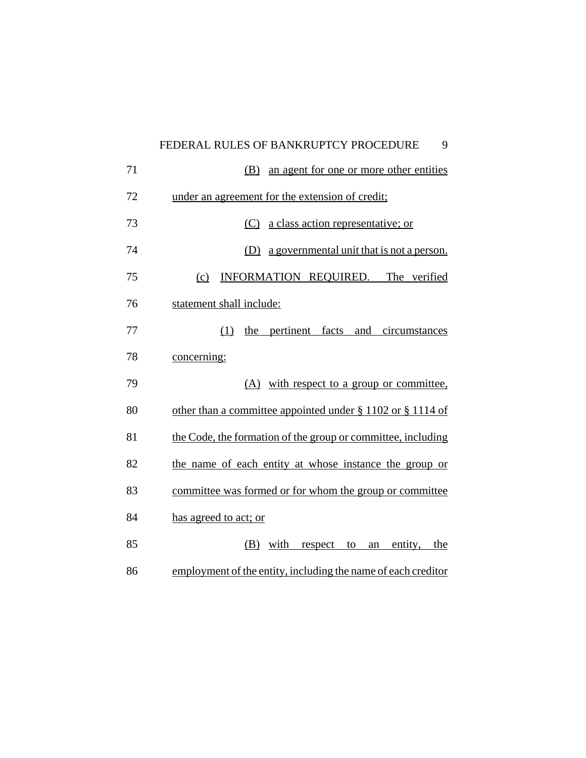(B) an agent for one or more other entities under an agreement for the extension of credit;

(C) a class action representative; or

(D) a governmental unit that is not a person.

(c) INFORMATION REQUIRED. The verified statement shall include:

(1) the pertinent facts and circumstances concerning:

(A) with respect to a group or committee, other than a committee appointed under § 1102 or § 1114 of the Code, the formation of the group or committee, including the name of each entity at whose instance the group or committee was formed or for whom the group or committee has agreed to act; or

(B) with respect to an entity, the employment of the entity, including the name of each creditor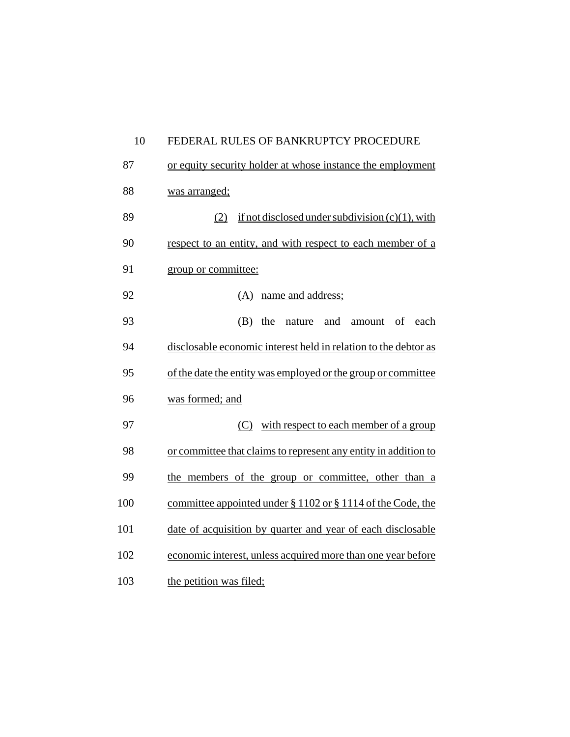or equity security holder at whose instance the employment was arranged;

(2) if not disclosed under subdivision (c)(1), with respect to an entity, and with respect to each member of a group or committee:

(A) name and address;

(B) the nature and amount of each disclosable economic interest held in relation to the debtor as of the date the entity was employed or the group or committee was formed; and

(C) with respect to each member of a group or committee that claims to represent any entity in addition to the members of the group or committee, other than a committee appointed under § 1102 or § 1114 of the Code, the date of acquisition by quarter and year of each disclosable economic interest, unless acquired more than one year before the petition was filed;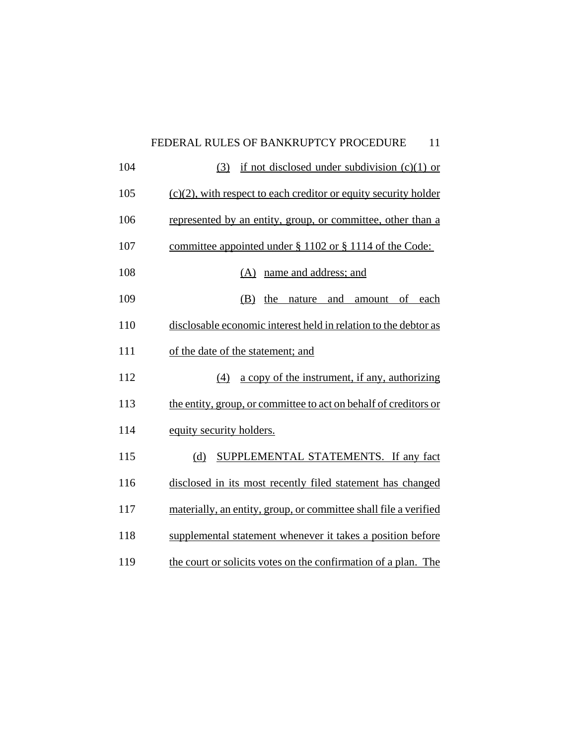(3) if not disclosed under subdivision (c)(1) or (c)(2), with respect to each creditor or equity security holder represented by an entity, group, or committee, other than a committee appointed under § 1102 or § 1114 of the Code:

(A) name and address; and

(B) the nature and amount of each disclosable economic interest held in relation to the debtor as of the date of the statement; and

(4) a copy of the instrument, if any, authorizing the entity, group, or committee to act on behalf of creditors or equity security holders.

(d) SUPPLEMENTAL STATEMENTS. If any fact disclosed in its most recently filed statement has changed materially, an entity, group, or committee shall file a verified supplemental statement whenever it takes a position before the court or solicits votes on the confirmation of a plan. The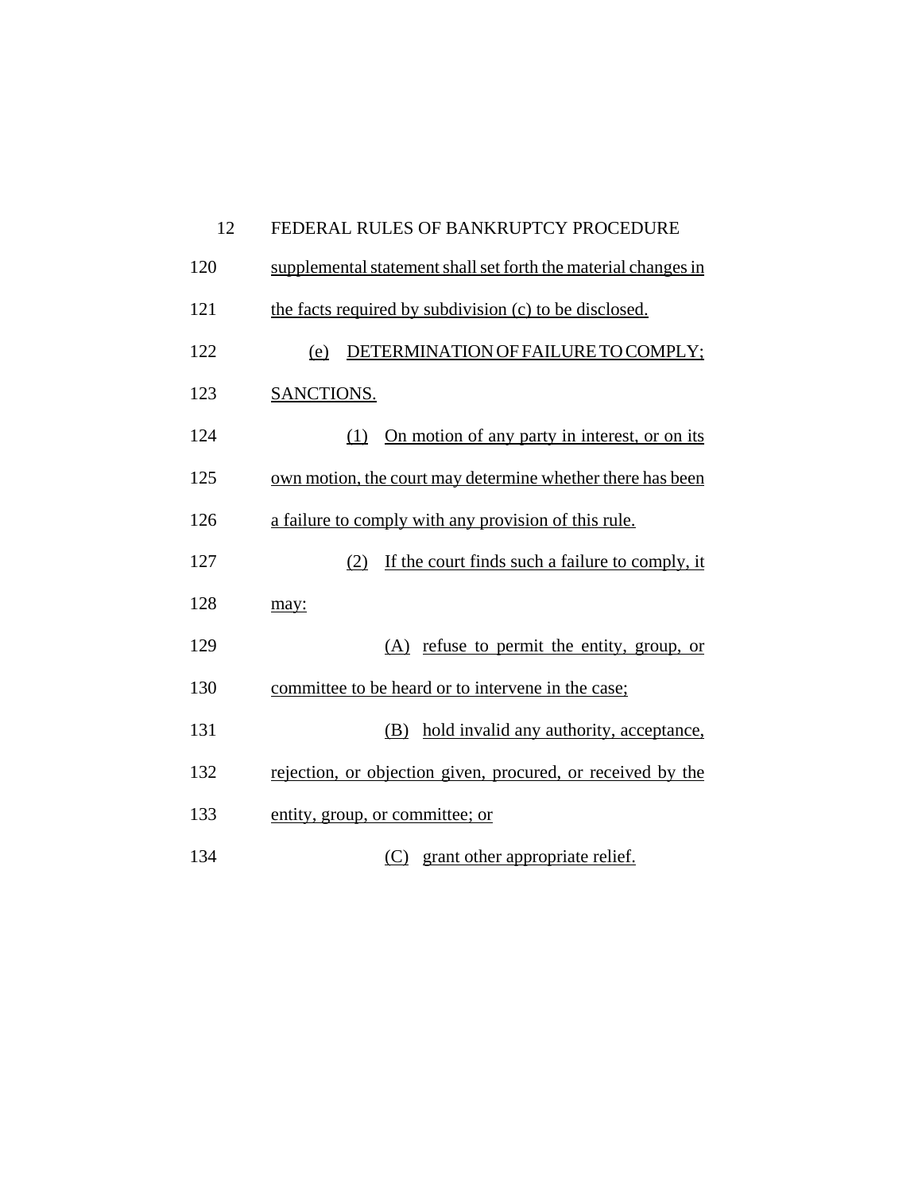supplemental statement shall set forth the material changes in the facts required by subdivision (c) to be disclosed.

(e) DETERMINATION OF FAILURE TO COMPLY; SANCTIONS.

(1) On motion of any party in interest, or on its own motion, the court may determine whether there has been a failure to comply with any provision of this rule.

(2) If the court finds such a failure to comply, it may:

(A) refuse to permit the entity, group, or committee to be heard or to intervene in the case;

(B) hold invalid any authority, acceptance, rejection, or objection given, procured, or received by the entity, group, or committee; or

(C) grant other appropriate relief.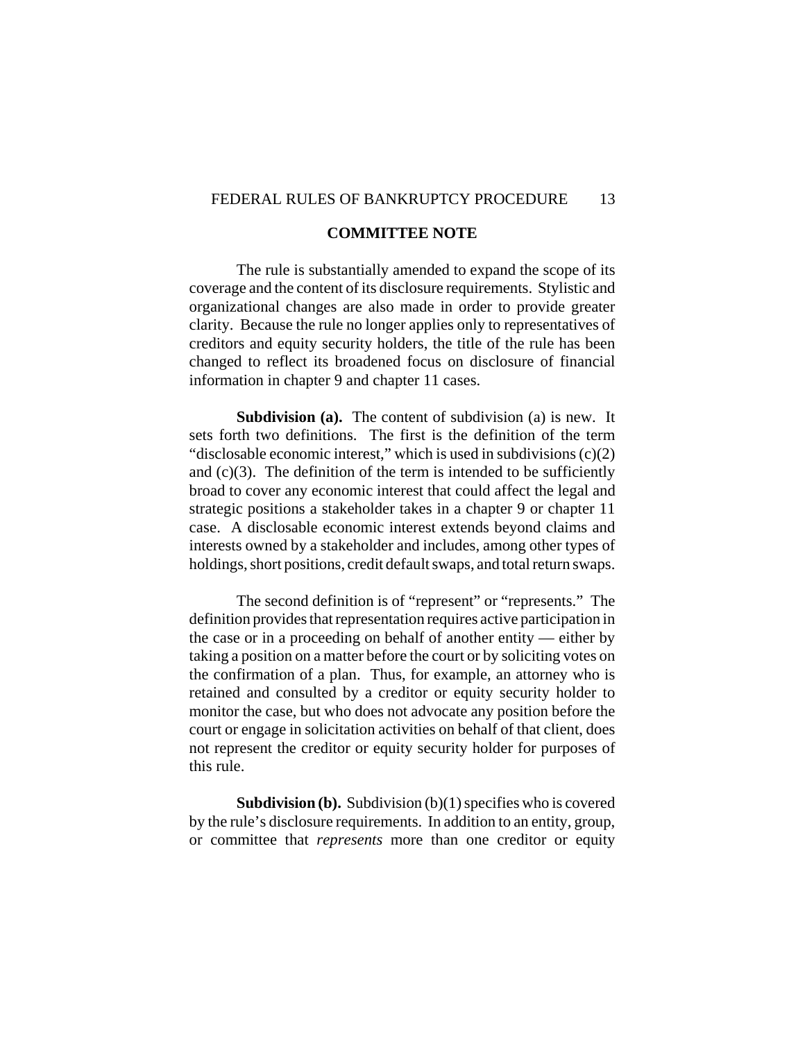## COMMITTEE NOTE

The rule is substantially amended to expand the scope of its coverage and the content of its disclosure requirements. Stylistic and organizational changes are also made in order to provide greater clarity. Because the rule no longer applies only to representatives of creditors and equity security holders, the title of the rule has been changed to reflect its broadened focus on disclosure of financial information in chapter 9 and chapter 11 cases.

**Subdivision (a).** The content of subdivision (a) is new. It sets forth two definitions. The first is the definition of the term "disclosable economic interest," which is used in subdivisions (c)(2) and (c)(3). The definition of the term is intended to be sufficiently broad to cover any economic interest that could affect the legal and strategic positions a stakeholder takes in a chapter 9 or chapter 11 case. A disclosable economic interest extends beyond claims and interests owned by a stakeholder and includes, among other types of holdings, short positions, credit default swaps, and total return swaps.

The second definition is of "represent" or "represents." The definition provides that representation requires active participation in the case or in a proceeding on behalf of another entity — either by taking a position on a matter before the court or by soliciting votes on the confirmation of a plan. Thus, for example, an attorney who is retained and consulted by a creditor or equity security holder to monitor the case, but who does not advocate any position before the court or engage in solicitation activities on behalf of that client, does not represent the creditor or equity security holder for purposes of this rule.

**Subdivision (b).** Subdivision (b)(1) specifies who is covered by the rule's disclosure requirements. In addition to an entity, group, or committee that *represents* more than one creditor or equity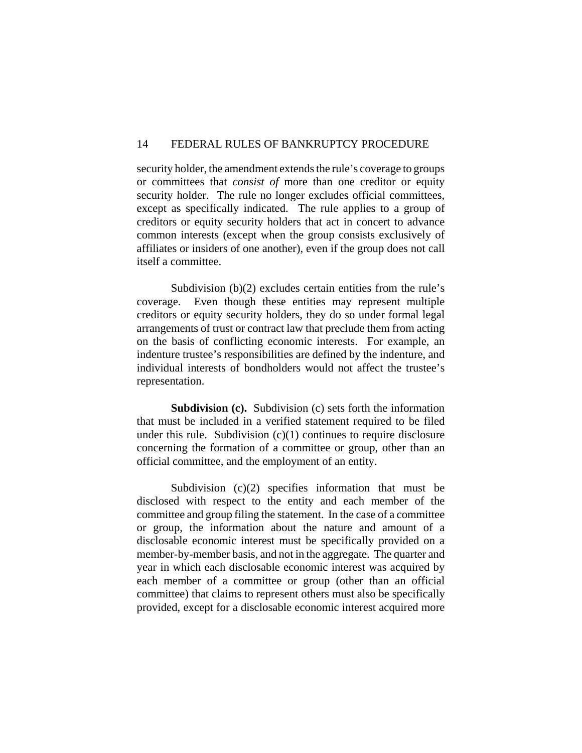security holder, the amendment extends the rule's coverage to groups or committees that *consist of* more than one creditor or equity security holder. The rule no longer excludes official committees, except as specifically indicated. The rule applies to a group of creditors or equity security holders that act in concert to advance common interests (except when the group consists exclusively of affiliates or insiders of one another), even if the group does not call itself a committee.

Subdivision (b)(2) excludes certain entities from the rule's coverage. Even though these entities may represent multiple creditors or equity security holders, they do so under formal legal arrangements of trust or contract law that preclude them from acting on the basis of conflicting economic interests. For example, an indenture trustee's responsibilities are defined by the indenture, and individual interests of bondholders would not affect the trustee's representation.

**Subdivision (c).** Subdivision (c) sets forth the information that must be included in a verified statement required to be filed under this rule. Subdivision (c)(1) continues to require disclosure concerning the formation of a committee or group, other than an official committee, and the employment of an entity.

Subdivision (c)(2) specifies information that must be disclosed with respect to the entity and each member of the committee and group filing the statement. In the case of a committee or group, the information about the nature and amount of a disclosable economic interest must be specifically provided on a member-by-member basis, and not in the aggregate. The quarter and year in which each disclosable economic interest was acquired by each member of a committee or group (other than an official committee) that claims to represent others must also be specifically provided, except for a disclosable economic interest acquired more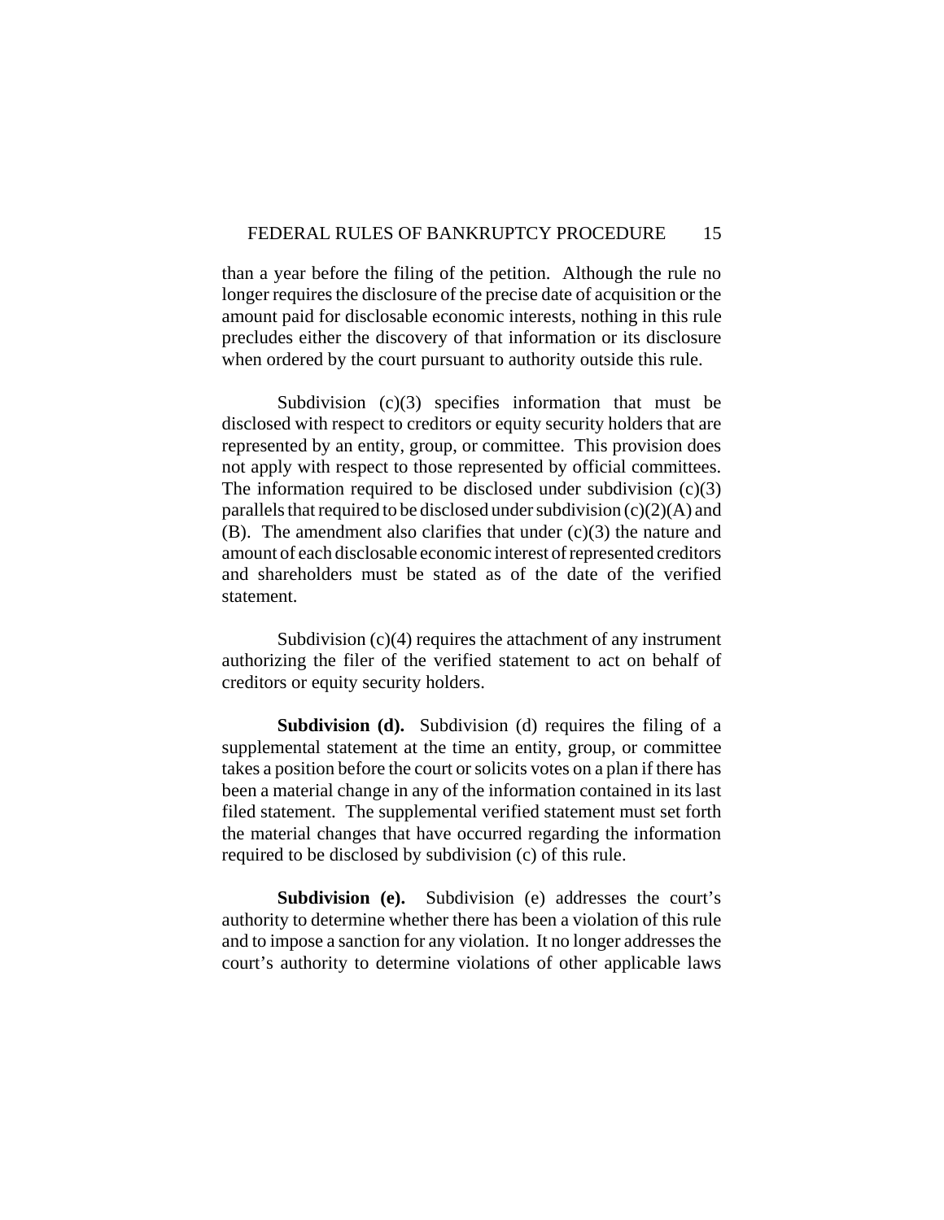than a year before the filing of the petition. Although the rule no longer requires the disclosure of the precise date of acquisition or the amount paid for disclosable economic interests, nothing in this rule precludes either the discovery of that information or its disclosure when ordered by the court pursuant to authority outside this rule.

Subdivision (c)(3) specifies information that must be disclosed with respect to creditors or equity security holders that are represented by an entity, group, or committee. This provision does not apply with respect to those represented by official committees. The information required to be disclosed under subdivision (c)(3) parallels that required to be disclosed under subdivision (c)(2)(A) and (B). The amendment also clarifies that under (c)(3) the nature and amount of each disclosable economic interest of represented creditors and shareholders must be stated as of the date of the verified statement.

Subdivision (c)(4) requires the attachment of any instrument authorizing the filer of the verified statement to act on behalf of creditors or equity security holders.

**Subdivision (d).** Subdivision (d) requires the filing of a supplemental statement at the time an entity, group, or committee takes a position before the court or solicits votes on a plan if there has been a material change in any of the information contained in its last filed statement. The supplemental verified statement must set forth the material changes that have occurred regarding the information required to be disclosed by subdivision (c) of this rule.

**Subdivision (e).** Subdivision (e) addresses the court's authority to determine whether there has been a violation of this rule and to impose a sanction for any violation. It no longer addresses the court's authority to determine violations of other applicable laws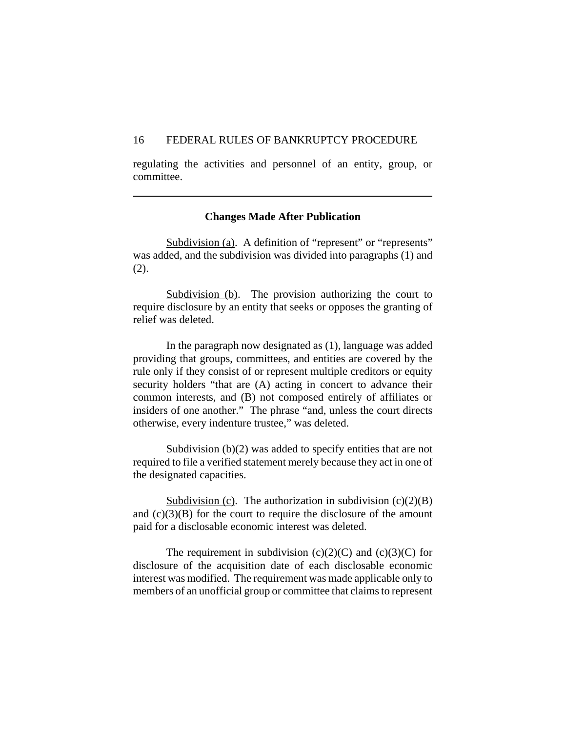regulating the activities and personnel of an entity, group, or committee.

---

## Changes Made After Publication

Subdivision (a). A definition of "represent" or "represents" was added, and the subdivision was divided into paragraphs (1) and (2).

Subdivision (b). The provision authorizing the court to require disclosure by an entity that seeks or opposes the granting of relief was deleted.

In the paragraph now designated as (1), language was added providing that groups, committees, and entities are covered by the rule only if they consist of or represent multiple creditors or equity security holders "that are (A) acting in concert to advance their common interests, and (B) not composed entirely of affiliates or insiders of one another." The phrase "and, unless the court directs otherwise, every indenture trustee," was deleted.

Subdivision (b)(2) was added to specify entities that are not required to file a verified statement merely because they act in one of the designated capacities.

Subdivision (c). The authorization in subdivision (c)(2)(B) and (c)(3)(B) for the court to require the disclosure of the amount paid for a disclosable economic interest was deleted.

The requirement in subdivision (c)(2)(C) and (c)(3)(C) for disclosure of the acquisition date of each disclosable economic interest was modified. The requirement was made applicable only to members of an unofficial group or committee that claims to represent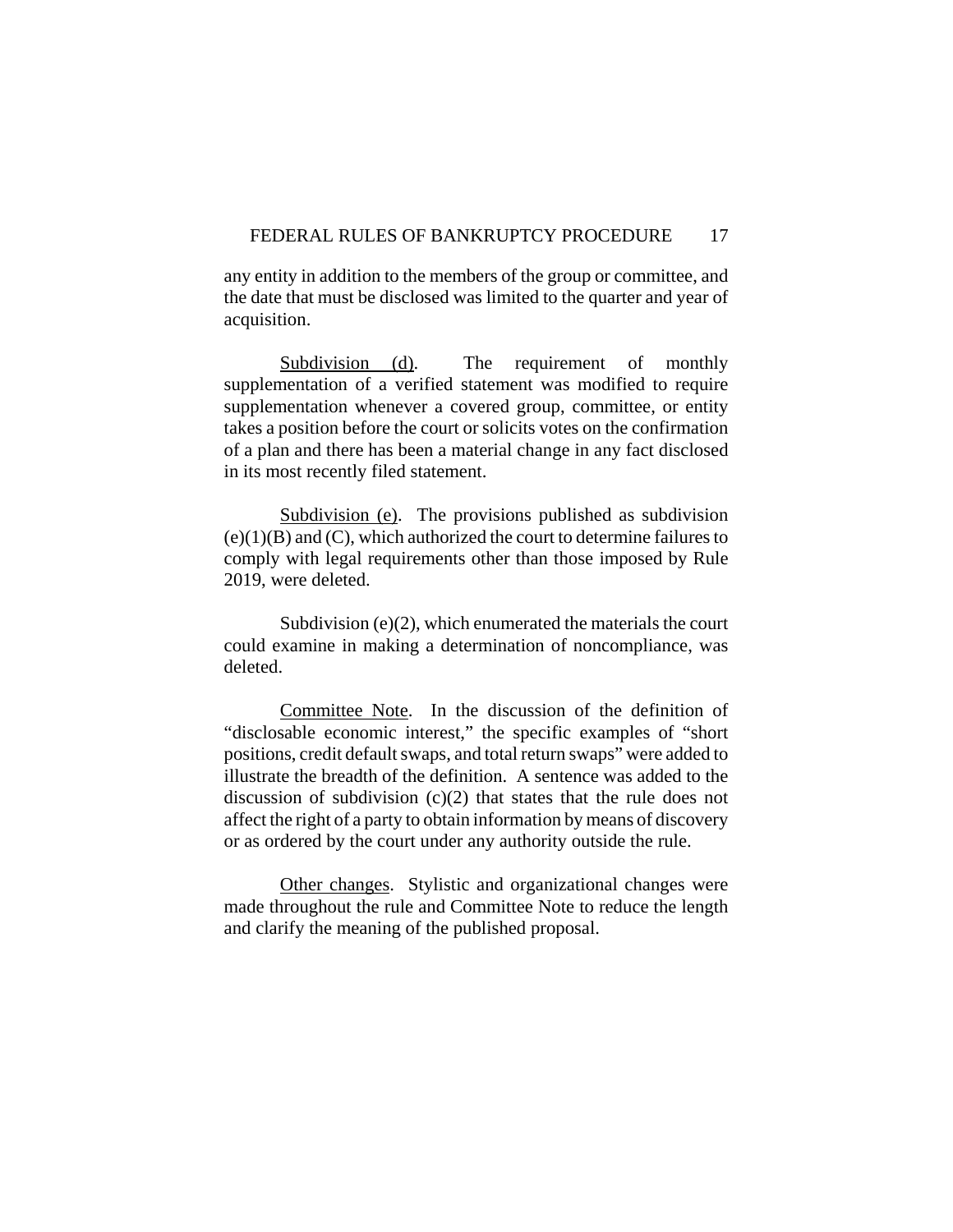any entity in addition to the members of the group or committee, and the date that must be disclosed was limited to the quarter and year of acquisition.

Subdivision (d). The requirement of monthly supplementation of a verified statement was modified to require supplementation whenever a covered group, committee, or entity takes a position before the court or solicits votes on the confirmation of a plan and there has been a material change in any fact disclosed in its most recently filed statement.

Subdivision (e). The provisions published as subdivision (e)(1)(B) and (C), which authorized the court to determine failures to comply with legal requirements other than those imposed by Rule 2019, were deleted.

Subdivision (e)(2), which enumerated the materials the court could examine in making a determination of noncompliance, was deleted.

Committee Note. In the discussion of the definition of "disclosable economic interest," the specific examples of "short positions, credit default swaps, and total return swaps" were added to illustrate the breadth of the definition. A sentence was added to the discussion of subdivision (c)(2) that states that the rule does not affect the right of a party to obtain information by means of discovery or as ordered by the court under any authority outside the rule.

Other changes. Stylistic and organizational changes were made throughout the rule and Committee Note to reduce the length and clarify the meaning of the published proposal.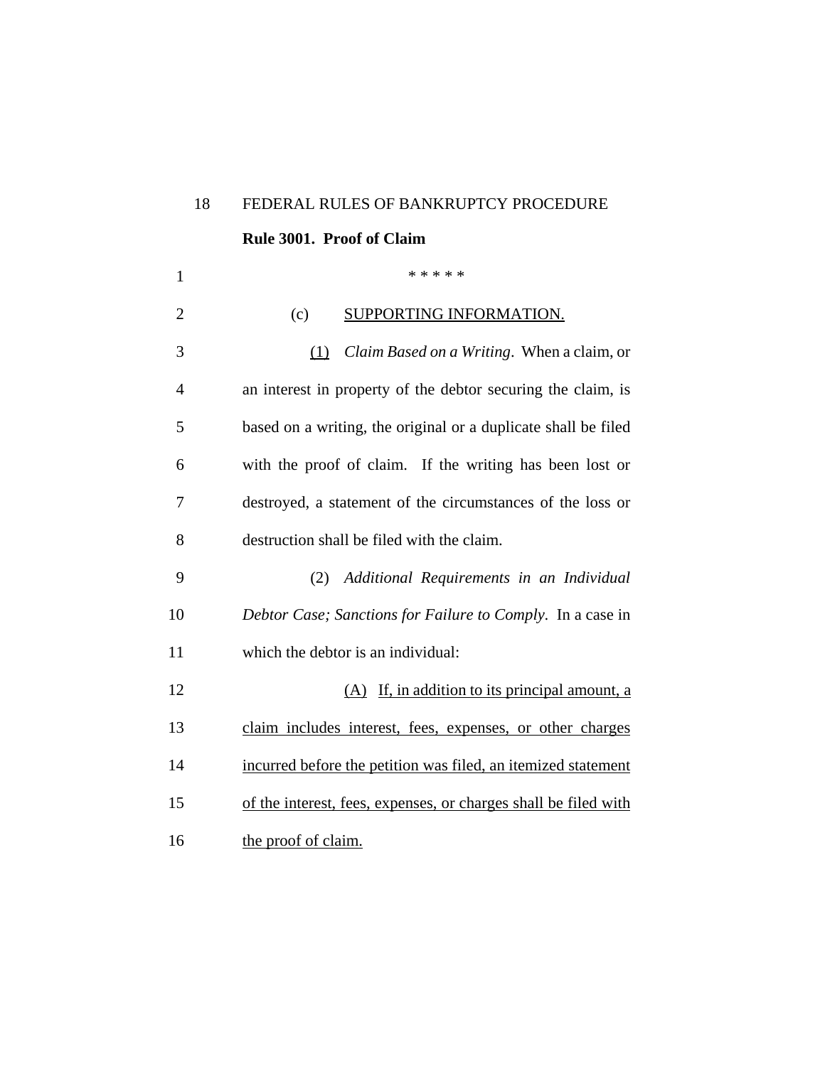FEDERAL RULES OF BANKRUPTCY PROCEDURE

**Rule 3001. Proof of Claim**

\* \* \* \* \*

(c) <u>SUPPORTING INFORMATION.</u>

<u>(1)</u> *Claim Based on a Writing*. When a claim, or an interest in property of the debtor securing the claim, is based on a writing, the original or a duplicate shall be filed with the proof of claim. If the writing has been lost or destroyed, a statement of the circumstances of the loss or destruction shall be filed with the claim.

(2) *Additional Requirements in an Individual Debtor Case; Sanctions for Failure to Comply*. In a case in which the debtor is an individual:

<u>(A) If, in addition to its principal amount, a claim includes interest, fees, expenses, or other charges incurred before the petition was filed, an itemized statement of the interest, fees, expenses, or charges shall be filed with the proof of claim.</u>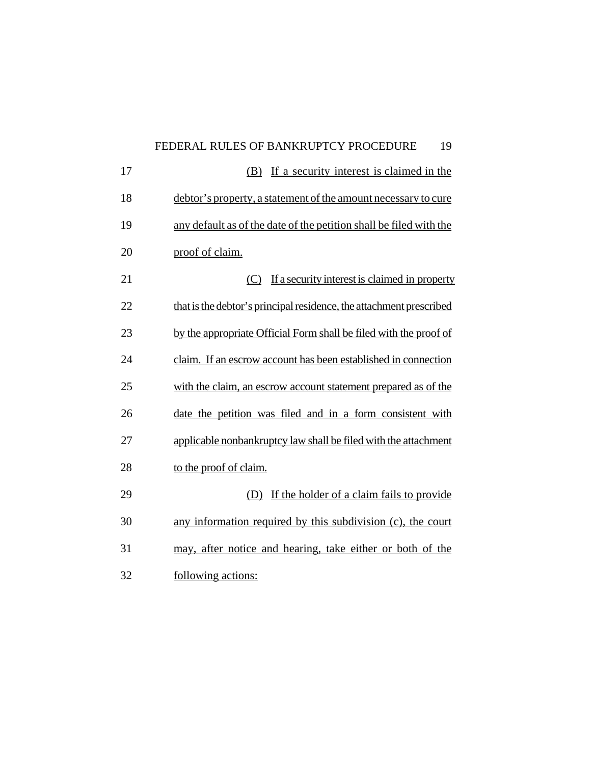(B) If a security interest is claimed in the debtor's property, a statement of the amount necessary to cure any default as of the date of the petition shall be filed with the proof of claim.

(C) If a security interest is claimed in property that is the debtor's principal residence, the attachment prescribed by the appropriate Official Form shall be filed with the proof of claim. If an escrow account has been established in connection with the claim, an escrow account statement prepared as of the date the petition was filed and in a form consistent with applicable nonbankruptcy law shall be filed with the attachment to the proof of claim.

(D) If the holder of a claim fails to provide any information required by this subdivision (c), the court may, after notice and hearing, take either or both of the following actions: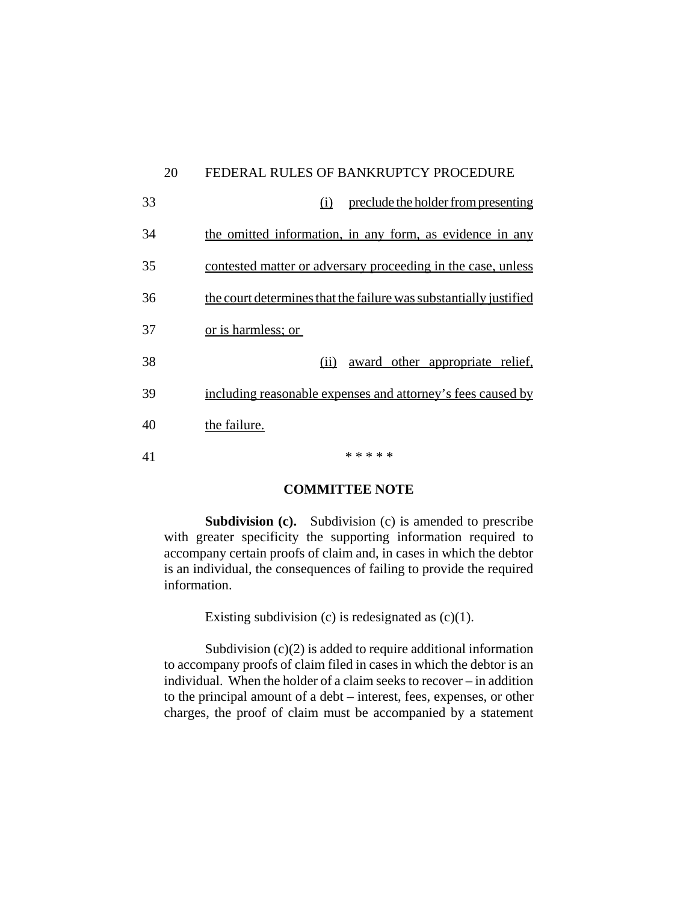33 <u>(i) preclude the holder from presenting</u>

34 <u>the omitted information, in any form, as evidence in any</u>

35 <u>contested matter or adversary proceeding in the case, unless</u>

36 <u>the court determines that the failure was substantially justified</u>

37 <u>or is harmless; or</u>

38 <u>(ii) award other appropriate relief,</u>

39 <u>including reasonable expenses and attorney's fees caused by</u>

40 <u>the failure.</u>

41 * * * * *

**COMMITTEE NOTE**

**Subdivision (c).** Subdivision (c) is amended to prescribe with greater specificity the supporting information required to accompany certain proofs of claim and, in cases in which the debtor is an individual, the consequences of failing to provide the required information.

Existing subdivision (c) is redesignated as (c)(1).

Subdivision (c)(2) is added to require additional information to accompany proofs of claim filed in cases in which the debtor is an individual. When the holder of a claim seeks to recover – in addition to the principal amount of a debt – interest, fees, expenses, or other charges, the proof of claim must be accompanied by a statement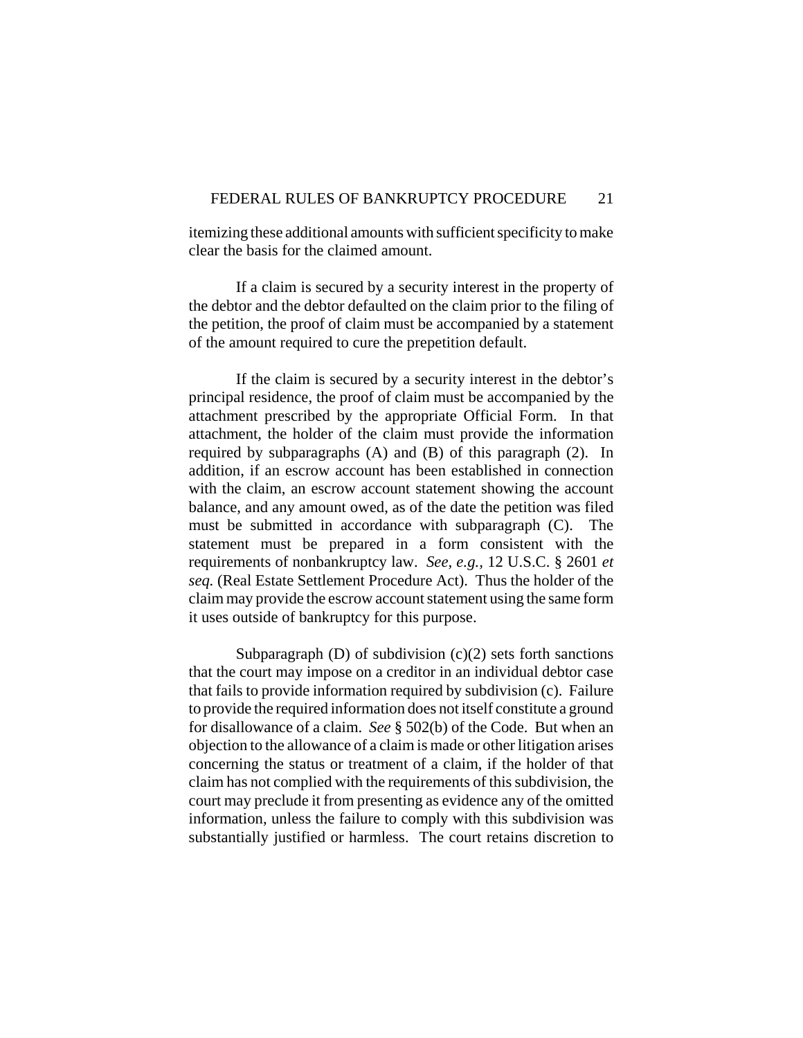itemizing these additional amounts with sufficient specificity to make clear the basis for the claimed amount.

If a claim is secured by a security interest in the property of the debtor and the debtor defaulted on the claim prior to the filing of the petition, the proof of claim must be accompanied by a statement of the amount required to cure the prepetition default.

If the claim is secured by a security interest in the debtor's principal residence, the proof of claim must be accompanied by the attachment prescribed by the appropriate Official Form. In that attachment, the holder of the claim must provide the information required by subparagraphs (A) and (B) of this paragraph (2). In addition, if an escrow account has been established in connection with the claim, an escrow account statement showing the account balance, and any amount owed, as of the date the petition was filed must be submitted in accordance with subparagraph (C). The statement must be prepared in a form consistent with the requirements of nonbankruptcy law. *See, e.g.*, 12 U.S.C. § 2601 *et seq.* (Real Estate Settlement Procedure Act). Thus the holder of the claim may provide the escrow account statement using the same form it uses outside of bankruptcy for this purpose.

Subparagraph (D) of subdivision (c)(2) sets forth sanctions that the court may impose on a creditor in an individual debtor case that fails to provide information required by subdivision (c). Failure to provide the required information does not itself constitute a ground for disallowance of a claim. *See* § 502(b) of the Code. But when an objection to the allowance of a claim is made or other litigation arises concerning the status or treatment of a claim, if the holder of that claim has not complied with the requirements of this subdivision, the court may preclude it from presenting as evidence any of the omitted information, unless the failure to comply with this subdivision was substantially justified or harmless. The court retains discretion to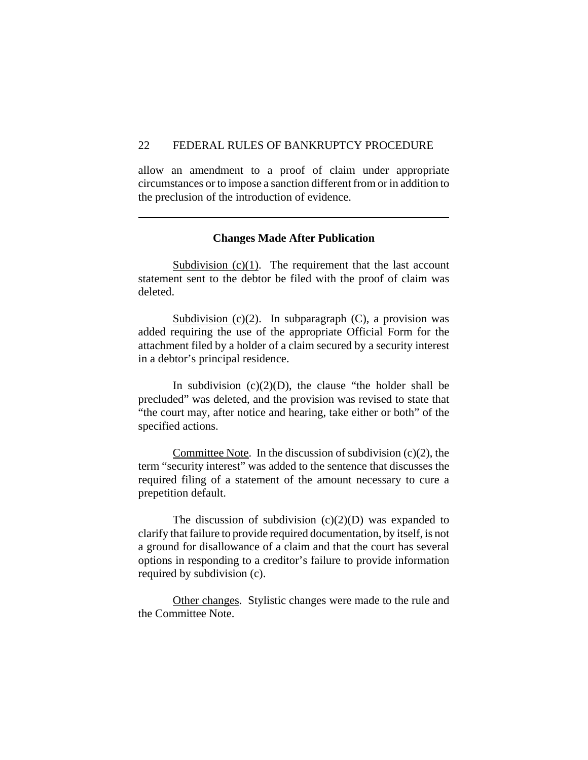allow an amendment to a proof of claim under appropriate circumstances or to impose a sanction different from or in addition to the preclusion of the introduction of evidence.

---

**Changes Made After Publication**

Subdivision (c)(1). The requirement that the last account statement sent to the debtor be filed with the proof of claim was deleted.

Subdivision (c)(2). In subparagraph (C), a provision was added requiring the use of the appropriate Official Form for the attachment filed by a holder of a claim secured by a security interest in a debtor's principal residence.

In subdivision (c)(2)(D), the clause "the holder shall be precluded" was deleted, and the provision was revised to state that "the court may, after notice and hearing, take either or both" of the specified actions.

Committee Note. In the discussion of subdivision (c)(2), the term "security interest" was added to the sentence that discusses the required filing of a statement of the amount necessary to cure a prepetition default.

The discussion of subdivision (c)(2)(D) was expanded to clarify that failure to provide required documentation, by itself, is not a ground for disallowance of a claim and that the court has several options in responding to a creditor's failure to provide information required by subdivision (c).

Other changes. Stylistic changes were made to the rule and the Committee Note.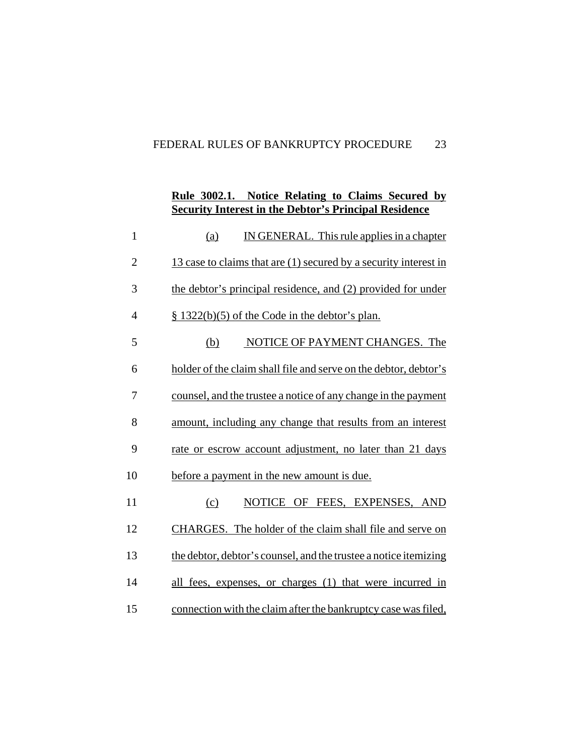**Rule 3002.1. Notice Relating to Claims Secured by Security Interest in the Debtor's Principal Residence**

(a) IN GENERAL. This rule applies in a chapter 13 case to claims that are (1) secured by a security interest in the debtor's principal residence, and (2) provided for under § 1322(b)(5) of the Code in the debtor's plan.

(b) NOTICE OF PAYMENT CHANGES. The holder of the claim shall file and serve on the debtor, debtor's counsel, and the trustee a notice of any change in the payment amount, including any change that results from an interest rate or escrow account adjustment, no later than 21 days before a payment in the new amount is due.

(c) NOTICE OF FEES, EXPENSES, AND CHARGES. The holder of the claim shall file and serve on the debtor, debtor's counsel, and the trustee a notice itemizing all fees, expenses, or charges (1) that were incurred in connection with the claim after the bankruptcy case was filed,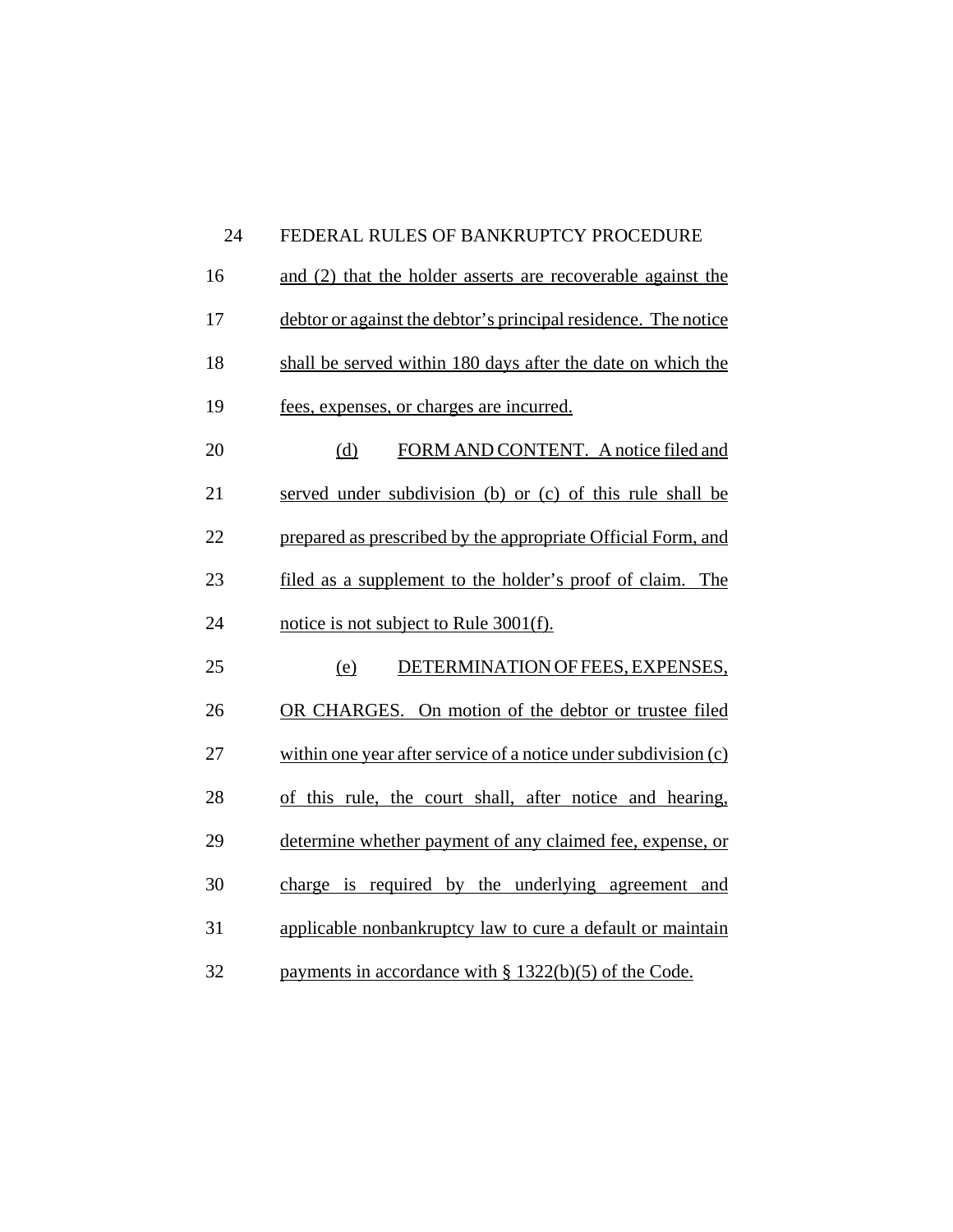and (2) that the holder asserts are recoverable against the debtor or against the debtor's principal residence. The notice shall be served within 180 days after the date on which the fees, expenses, or charges are incurred.

(d) FORM AND CONTENT. A notice filed and served under subdivision (b) or (c) of this rule shall be prepared as prescribed by the appropriate Official Form, and filed as a supplement to the holder's proof of claim. The notice is not subject to Rule 3001(f).

(e) DETERMINATION OF FEES, EXPENSES, OR CHARGES. On motion of the debtor or trustee filed within one year after service of a notice under subdivision (c) of this rule, the court shall, after notice and hearing, determine whether payment of any claimed fee, expense, or charge is required by the underlying agreement and applicable nonbankruptcy law to cure a default or maintain payments in accordance with § 1322(b)(5) of the Code.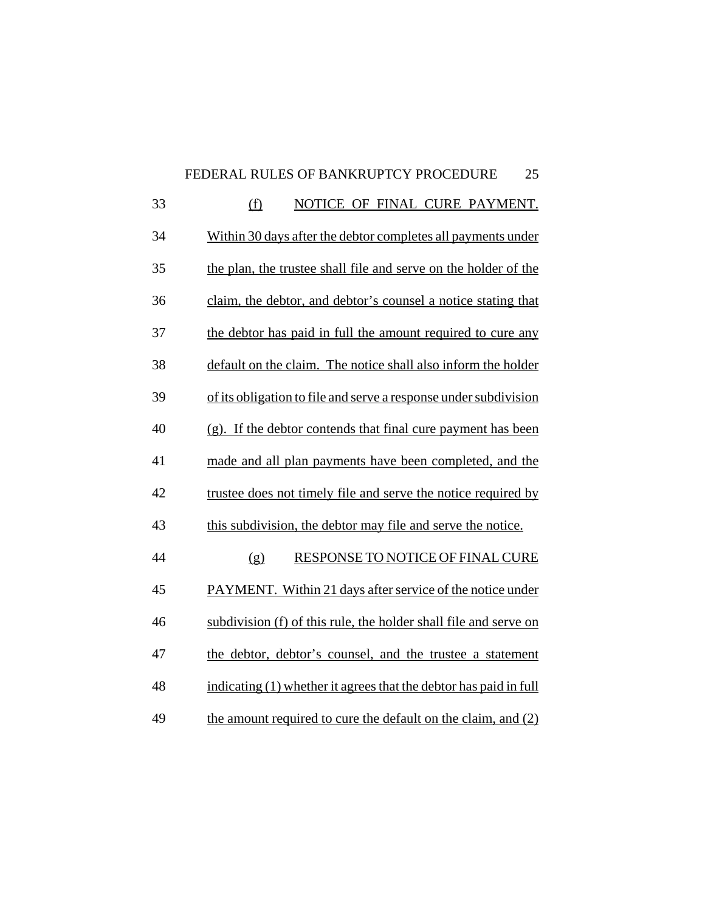(f) NOTICE OF FINAL CURE PAYMENT. Within 30 days after the debtor completes all payments under the plan, the trustee shall file and serve on the holder of the claim, the debtor, and debtor's counsel a notice stating that the debtor has paid in full the amount required to cure any default on the claim. The notice shall also inform the holder of its obligation to file and serve a response under subdivision (g). If the debtor contends that final cure payment has been made and all plan payments have been completed, and the trustee does not timely file and serve the notice required by this subdivision, the debtor may file and serve the notice.

(g) RESPONSE TO NOTICE OF FINAL CURE PAYMENT. Within 21 days after service of the notice under subdivision (f) of this rule, the holder shall file and serve on the debtor, debtor's counsel, and the trustee a statement indicating (1) whether it agrees that the debtor has paid in full the amount required to cure the default on the claim, and (2)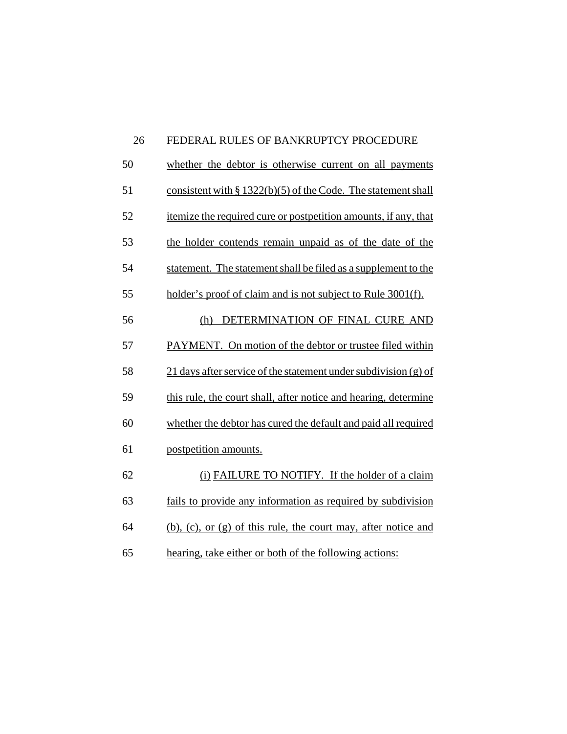whether the debtor is otherwise current on all payments consistent with § 1322(b)(5) of the Code. The statement shall itemize the required cure or postpetition amounts, if any, that the holder contends remain unpaid as of the date of the statement. The statement shall be filed as a supplement to the holder's proof of claim and is not subject to Rule 3001(f).

(h) DETERMINATION OF FINAL CURE AND PAYMENT. On motion of the debtor or trustee filed within 21 days after service of the statement under subdivision (g) of this rule, the court shall, after notice and hearing, determine whether the debtor has cured the default and paid all required postpetition amounts.

(i) FAILURE TO NOTIFY. If the holder of a claim fails to provide any information as required by subdivision (b), (c), or (g) of this rule, the court may, after notice and hearing, take either or both of the following actions: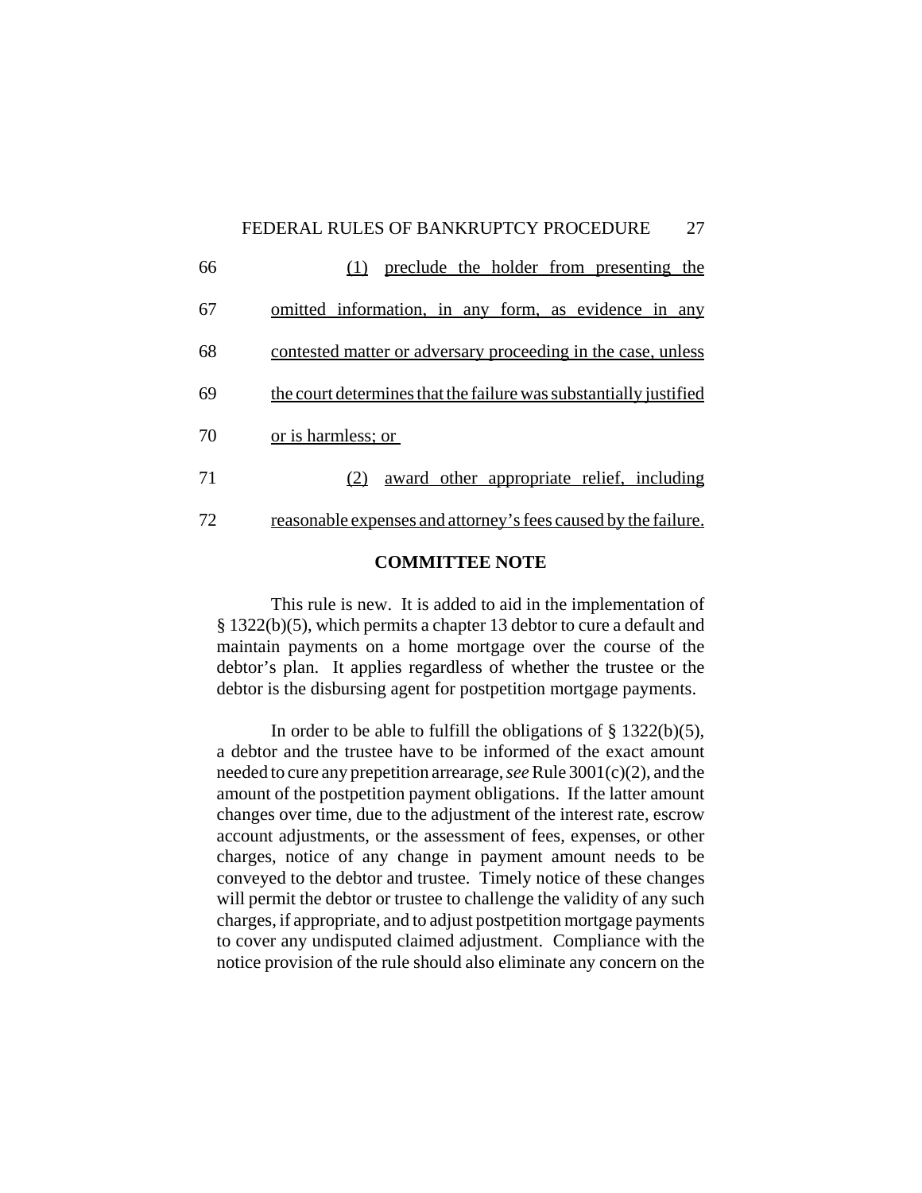66 (1) preclude the holder from presenting the

67 omitted information, in any form, as evidence in any

68 contested matter or adversary proceeding in the case, unless

69 the court determines that the failure was substantially justified

70 or is harmless; or

71 (2) award other appropriate relief, including

72 reasonable expenses and attorney's fees caused by the failure.

**COMMITTEE NOTE**

This rule is new. It is added to aid in the implementation of § 1322(b)(5), which permits a chapter 13 debtor to cure a default and maintain payments on a home mortgage over the course of the debtor's plan. It applies regardless of whether the trustee or the debtor is the disbursing agent for postpetition mortgage payments.

In order to be able to fulfill the obligations of § 1322(b)(5), a debtor and the trustee have to be informed of the exact amount needed to cure any prepetition arrearage, *see* Rule 3001(c)(2), and the amount of the postpetition payment obligations. If the latter amount changes over time, due to the adjustment of the interest rate, escrow account adjustments, or the assessment of fees, expenses, or other charges, notice of any change in payment amount needs to be conveyed to the debtor and trustee. Timely notice of these changes will permit the debtor or trustee to challenge the validity of any such charges, if appropriate, and to adjust postpetition mortgage payments to cover any undisputed claimed adjustment. Compliance with the notice provision of the rule should also eliminate any concern on the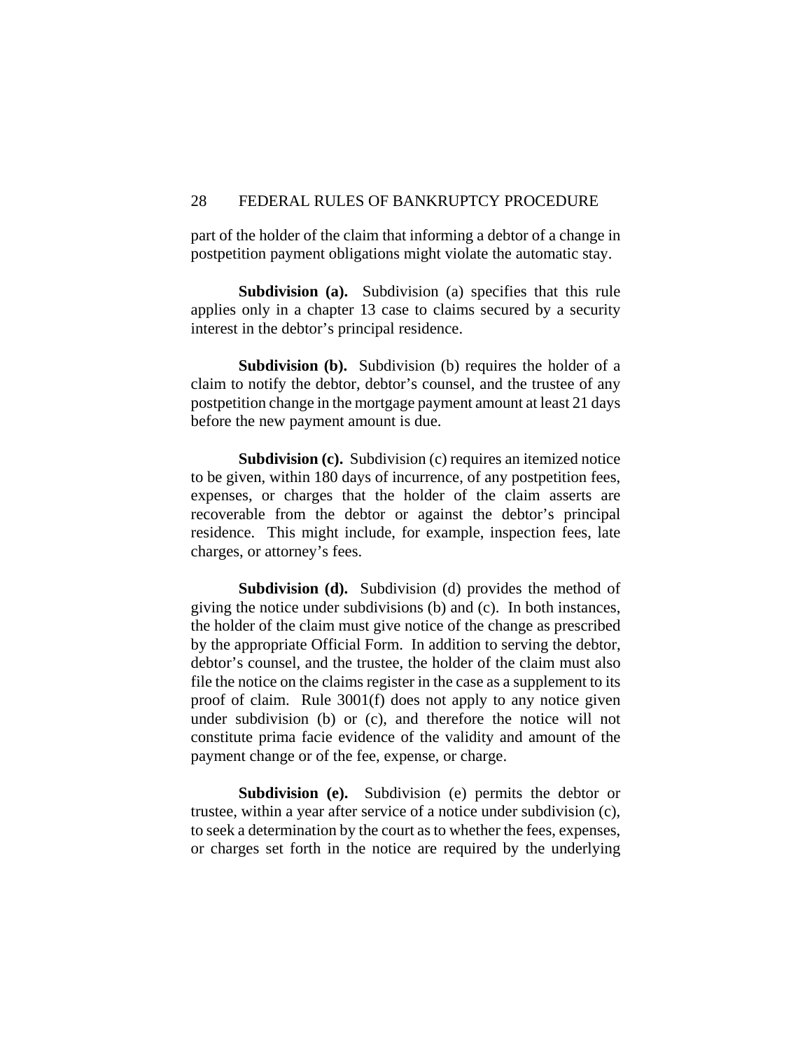part of the holder of the claim that informing a debtor of a change in postpetition payment obligations might violate the automatic stay.

**Subdivision (a).** Subdivision (a) specifies that this rule applies only in a chapter 13 case to claims secured by a security interest in the debtor's principal residence.

**Subdivision (b).** Subdivision (b) requires the holder of a claim to notify the debtor, debtor's counsel, and the trustee of any postpetition change in the mortgage payment amount at least 21 days before the new payment amount is due.

**Subdivision (c).** Subdivision (c) requires an itemized notice to be given, within 180 days of incurrence, of any postpetition fees, expenses, or charges that the holder of the claim asserts are recoverable from the debtor or against the debtor's principal residence. This might include, for example, inspection fees, late charges, or attorney's fees.

**Subdivision (d).** Subdivision (d) provides the method of giving the notice under subdivisions (b) and (c). In both instances, the holder of the claim must give notice of the change as prescribed by the appropriate Official Form. In addition to serving the debtor, debtor's counsel, and the trustee, the holder of the claim must also file the notice on the claims register in the case as a supplement to its proof of claim. Rule 3001(f) does not apply to any notice given under subdivision (b) or (c), and therefore the notice will not constitute prima facie evidence of the validity and amount of the payment change or of the fee, expense, or charge.

**Subdivision (e).** Subdivision (e) permits the debtor or trustee, within a year after service of a notice under subdivision (c), to seek a determination by the court as to whether the fees, expenses, or charges set forth in the notice are required by the underlying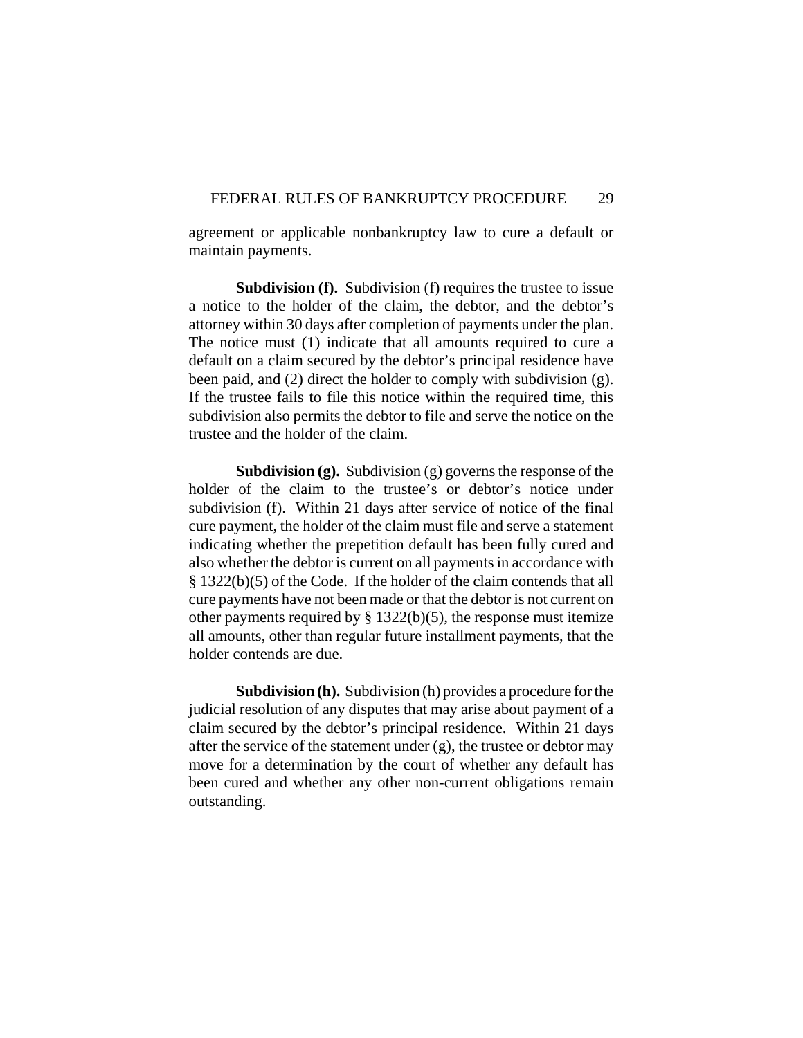agreement or applicable nonbankruptcy law to cure a default or maintain payments.

**Subdivision (f).** Subdivision (f) requires the trustee to issue a notice to the holder of the claim, the debtor, and the debtor's attorney within 30 days after completion of payments under the plan. The notice must (1) indicate that all amounts required to cure a default on a claim secured by the debtor's principal residence have been paid, and (2) direct the holder to comply with subdivision (g). If the trustee fails to file this notice within the required time, this subdivision also permits the debtor to file and serve the notice on the trustee and the holder of the claim.

**Subdivision (g).** Subdivision (g) governs the response of the holder of the claim to the trustee's or debtor's notice under subdivision (f). Within 21 days after service of notice of the final cure payment, the holder of the claim must file and serve a statement indicating whether the prepetition default has been fully cured and also whether the debtor is current on all payments in accordance with § 1322(b)(5) of the Code. If the holder of the claim contends that all cure payments have not been made or that the debtor is not current on other payments required by § 1322(b)(5), the response must itemize all amounts, other than regular future installment payments, that the holder contends are due.

**Subdivision (h).** Subdivision (h) provides a procedure for the judicial resolution of any disputes that may arise about payment of a claim secured by the debtor's principal residence. Within 21 days after the service of the statement under (g), the trustee or debtor may move for a determination by the court of whether any default has been cured and whether any other non-current obligations remain outstanding.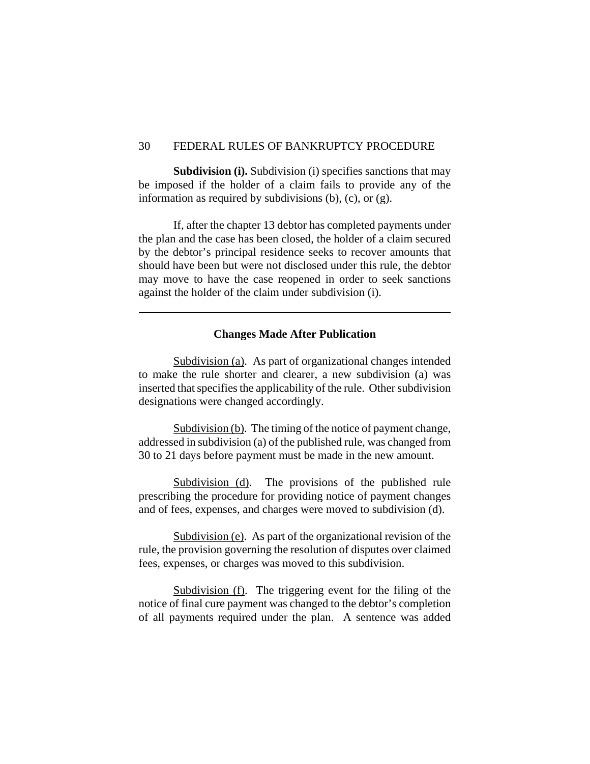**Subdivision (i).** Subdivision (i) specifies sanctions that may be imposed if the holder of a claim fails to provide any of the information as required by subdivisions (b), (c), or (g).

If, after the chapter 13 debtor has completed payments under the plan and the case has been closed, the holder of a claim secured by the debtor's principal residence seeks to recover amounts that should have been but were not disclosed under this rule, the debtor may move to have the case reopened in order to seek sanctions against the holder of the claim under subdivision (i).

---

### Changes Made After Publication

Subdivision (a). As part of organizational changes intended to make the rule shorter and clearer, a new subdivision (a) was inserted that specifies the applicability of the rule. Other subdivision designations were changed accordingly.

Subdivision (b). The timing of the notice of payment change, addressed in subdivision (a) of the published rule, was changed from 30 to 21 days before payment must be made in the new amount.

Subdivision (d). The provisions of the published rule prescribing the procedure for providing notice of payment changes and of fees, expenses, and charges were moved to subdivision (d).

Subdivision (e). As part of the organizational revision of the rule, the provision governing the resolution of disputes over claimed fees, expenses, or charges was moved to this subdivision.

Subdivision (f). The triggering event for the filing of the notice of final cure payment was changed to the debtor's completion of all payments required under the plan. A sentence was added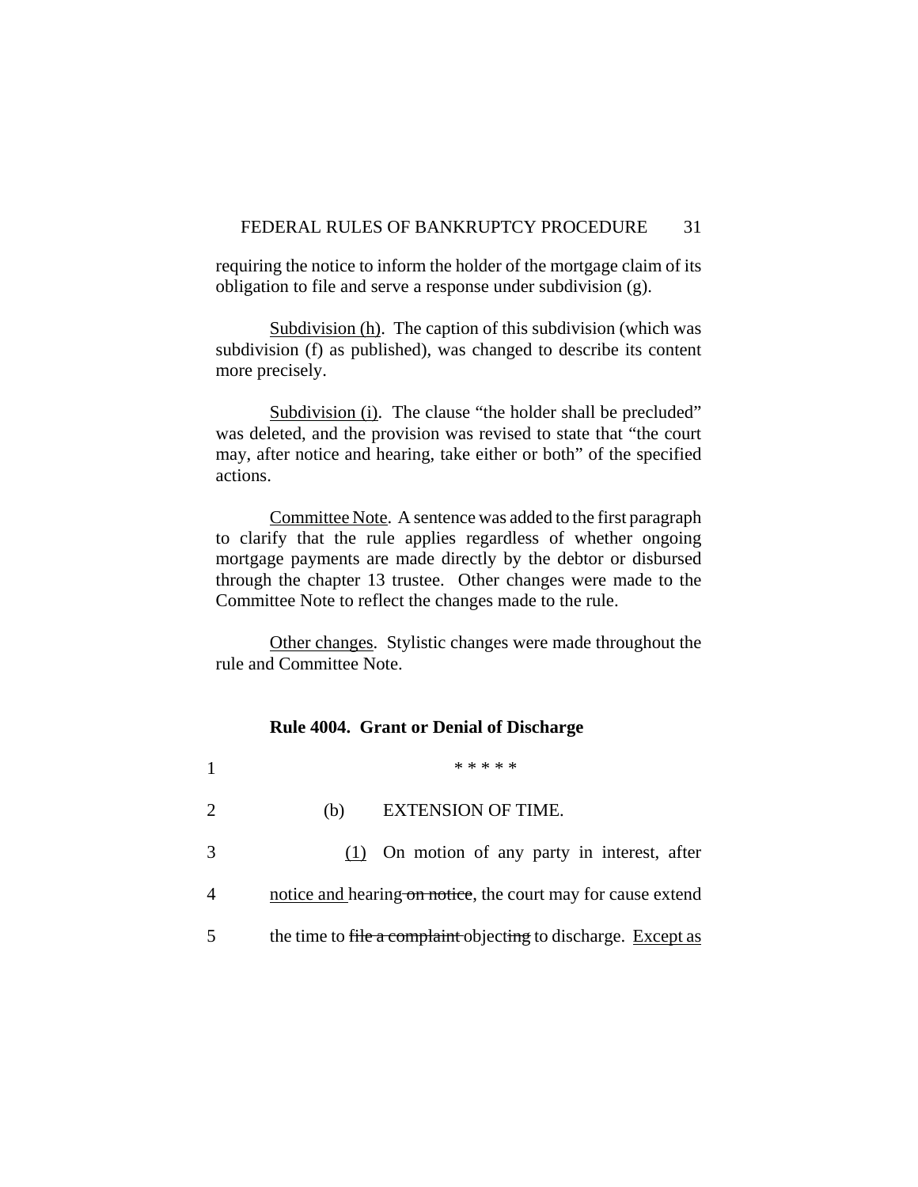requiring the notice to inform the holder of the mortgage claim of its obligation to file and serve a response under subdivision (g).

Subdivision (h). The caption of this subdivision (which was subdivision (f) as published), was changed to describe its content more precisely.

Subdivision (i). The clause "the holder shall be precluded" was deleted, and the provision was revised to state that "the court may, after notice and hearing, take either or both" of the specified actions.

Committee Note. A sentence was added to the first paragraph to clarify that the rule applies regardless of whether ongoing mortgage payments are made directly by the debtor or disbursed through the chapter 13 trustee. Other changes were made to the Committee Note to reflect the changes made to the rule.

Other changes. Stylistic changes were made throughout the rule and Committee Note.

**Rule 4004. Grant or Denial of Discharge**

1 * * * * *

2 (b) EXTENSION OF TIME.

3 <u>(1)</u> On motion of any party in interest, after

4 <u>notice and</u> hearing ~~on notice~~, the court may for cause extend

5 the time to ~~file a complaint~~ object~~ing~~ to discharge. <u>Except as</u>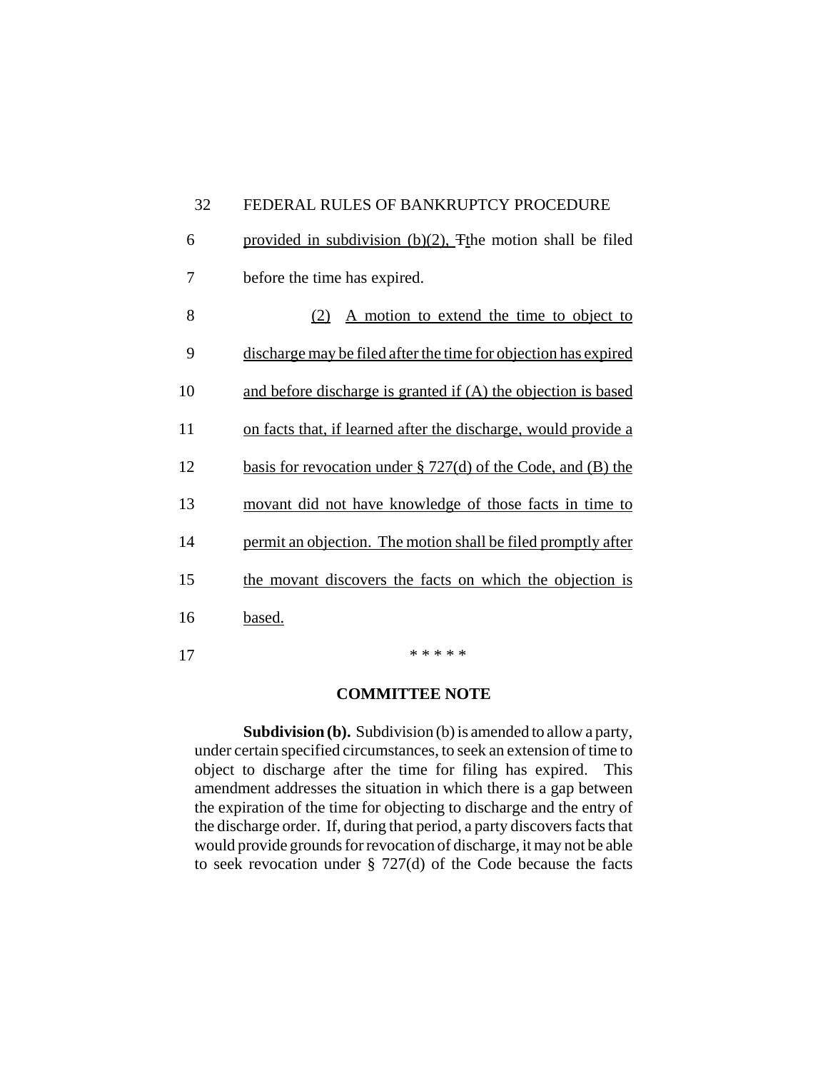provided in subdivision (b)(2), ~~T~~the motion shall be filed before the time has expired.

(2) A motion to extend the time to object to discharge may be filed after the time for objection has expired and before discharge is granted if (A) the objection is based on facts that, if learned after the discharge, would provide a basis for revocation under § 727(d) of the Code, and (B) the movant did not have knowledge of those facts in time to permit an objection. The motion shall be filed promptly after the movant discovers the facts on which the objection is based.

* * * * *

**COMMITTEE NOTE**

**Subdivision (b).** Subdivision (b) is amended to allow a party, under certain specified circumstances, to seek an extension of time to object to discharge after the time for filing has expired. This amendment addresses the situation in which there is a gap between the expiration of the time for objecting to discharge and the entry of the discharge order. If, during that period, a party discovers facts that would provide grounds for revocation of discharge, it may not be able to seek revocation under § 727(d) of the Code because the facts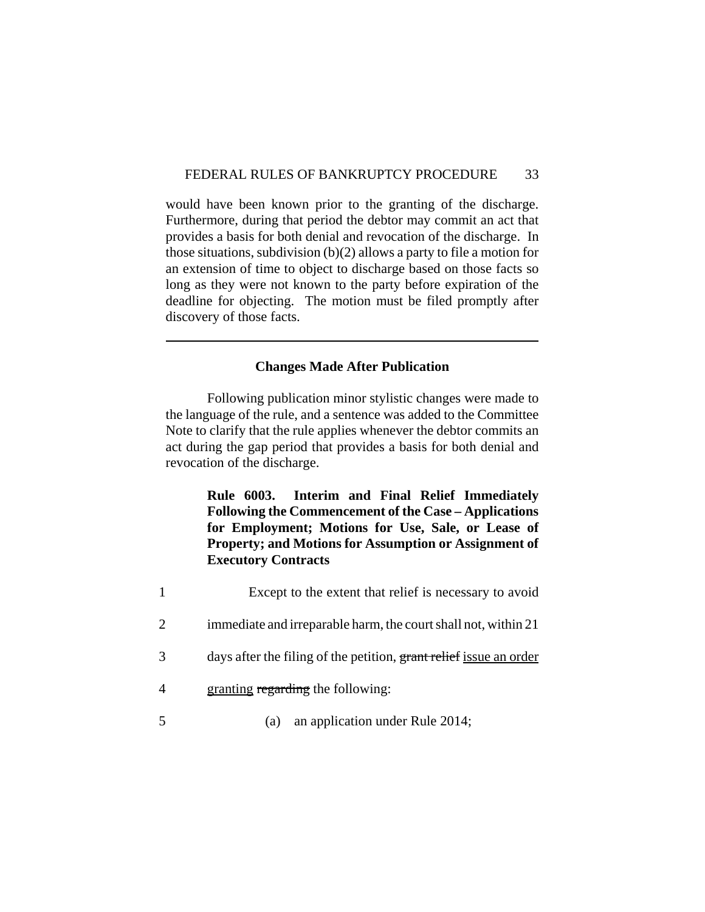would have been known prior to the granting of the discharge. Furthermore, during that period the debtor may commit an act that provides a basis for both denial and revocation of the discharge. In those situations, subdivision (b)(2) allows a party to file a motion for an extension of time to object to discharge based on those facts so long as they were not known to the party before expiration of the deadline for objecting. The motion must be filed promptly after discovery of those facts.

---

**Changes Made After Publication**

Following publication minor stylistic changes were made to the language of the rule, and a sentence was added to the Committee Note to clarify that the rule applies whenever the debtor commits an act during the gap period that provides a basis for both denial and revocation of the discharge.

**Rule 6003. Interim and Final Relief Immediately Following the Commencement of the Case – Applications for Employment; Motions for Use, Sale, or Lease of Property; and Motions for Assumption or Assignment of Executory Contracts**

1 Except to the extent that relief is necessary to avoid
2 immediate and irreparable harm, the court shall not, within 21
3 days after the filing of the petition, ~~grant relief~~ <u>issue an order</u>
4 <u>granting</u> ~~regarding~~ the following:
5 (a) an application under Rule 2014;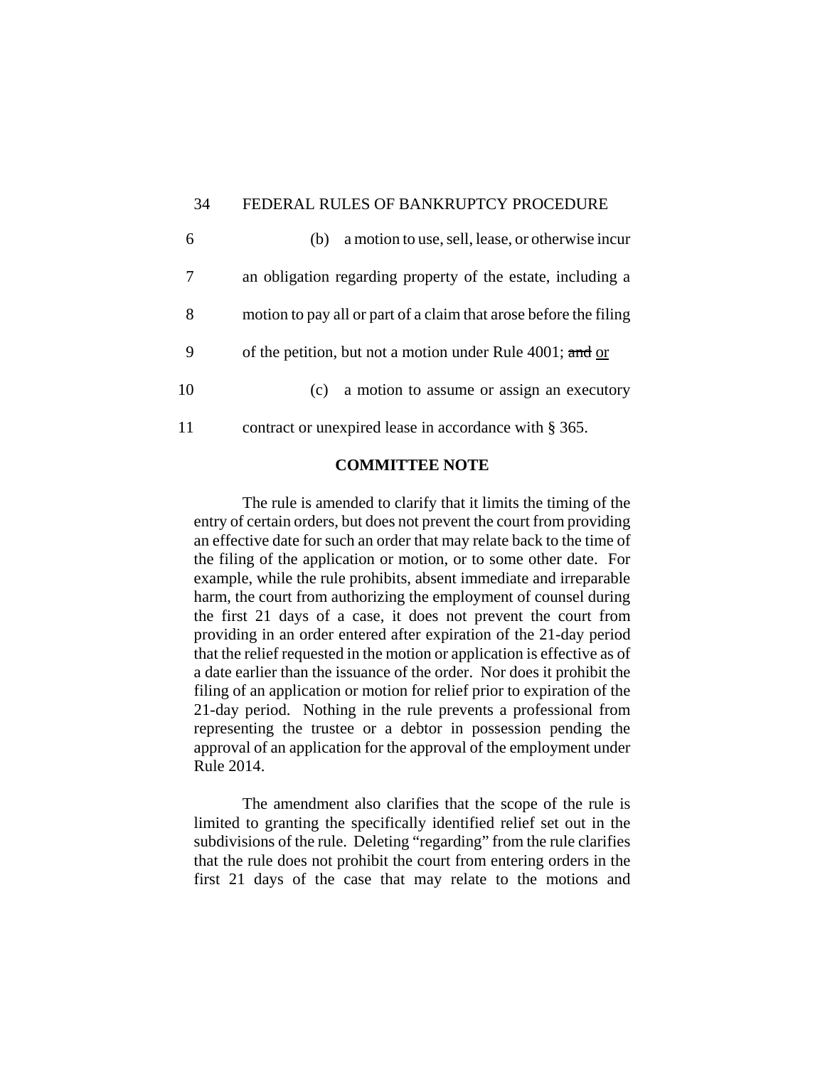6 (b) a motion to use, sell, lease, or otherwise incur

7 an obligation regarding property of the estate, including a

8 motion to pay all or part of a claim that arose before the filing

9 of the petition, but not a motion under Rule 4001; ~~and~~ or

10 (c) a motion to assume or assign an executory

11 contract or unexpired lease in accordance with § 365.

**COMMITTEE NOTE**

The rule is amended to clarify that it limits the timing of the entry of certain orders, but does not prevent the court from providing an effective date for such an order that may relate back to the time of the filing of the application or motion, or to some other date. For example, while the rule prohibits, absent immediate and irreparable harm, the court from authorizing the employment of counsel during the first 21 days of a case, it does not prevent the court from providing in an order entered after expiration of the 21-day period that the relief requested in the motion or application is effective as of a date earlier than the issuance of the order. Nor does it prohibit the filing of an application or motion for relief prior to expiration of the 21-day period. Nothing in the rule prevents a professional from representing the trustee or a debtor in possession pending the approval of an application for the approval of the employment under Rule 2014.

The amendment also clarifies that the scope of the rule is limited to granting the specifically identified relief set out in the subdivisions of the rule. Deleting "regarding" from the rule clarifies that the rule does not prohibit the court from entering orders in the first 21 days of the case that may relate to the motions and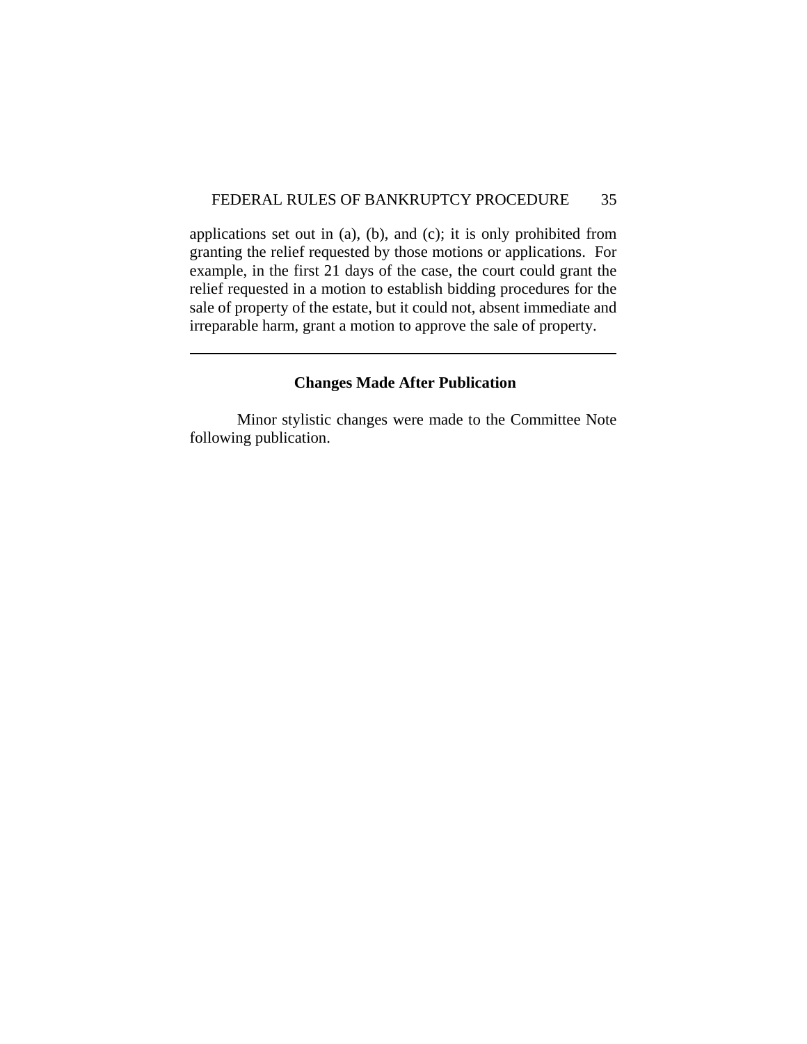applications set out in (a), (b), and (c); it is only prohibited from granting the relief requested by those motions or applications. For example, in the first 21 days of the case, the court could grant the relief requested in a motion to establish bidding procedures for the sale of property of the estate, but it could not, absent immediate and irreparable harm, grant a motion to approve the sale of property.

---

**Changes Made After Publication**

Minor stylistic changes were made to the Committee Note following publication.